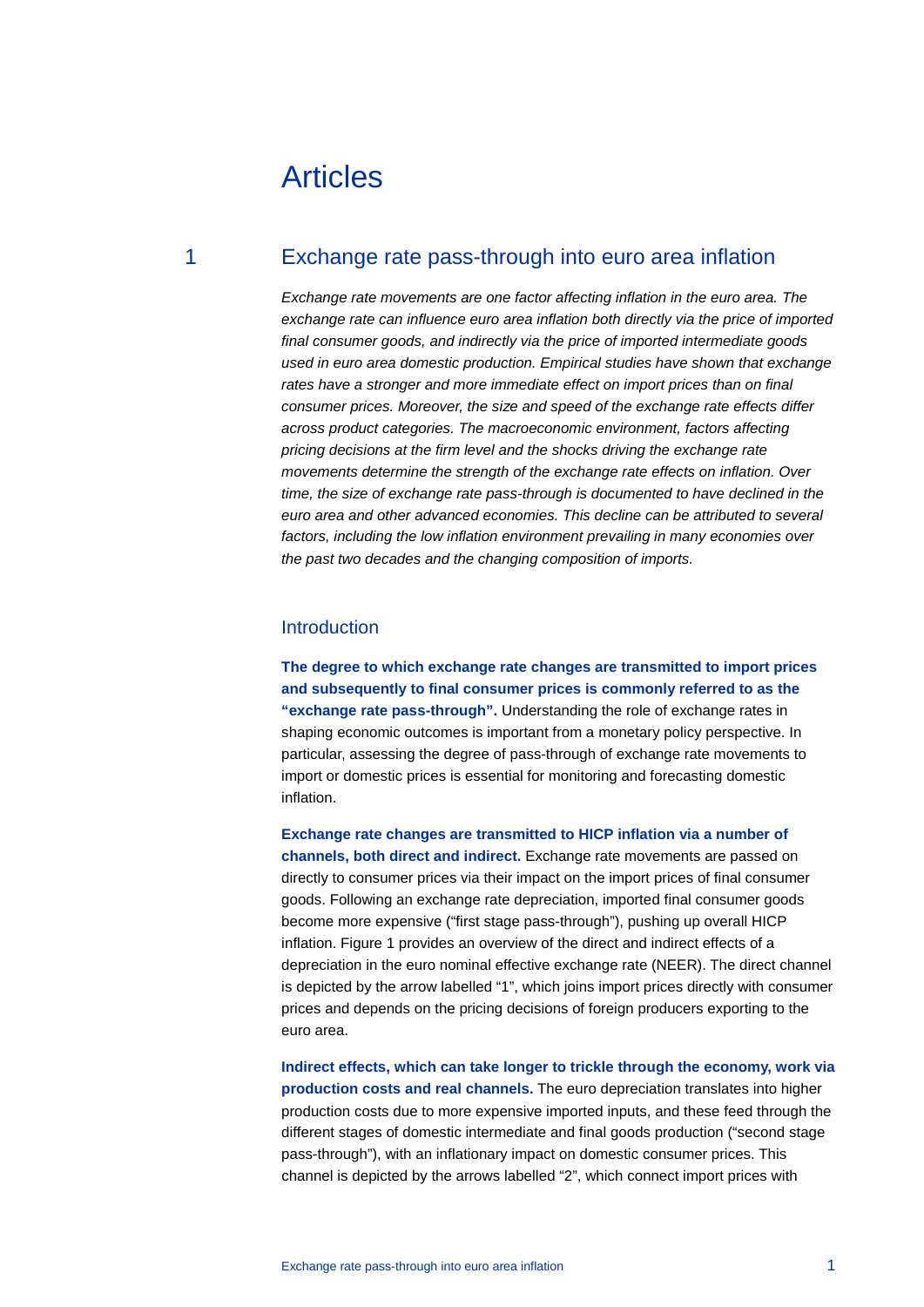# Articles

## 1 Exchange rate pass-through into euro area inflation

*Exchange rate movements are one factor affecting inflation in the euro area. The exchange rate can influence euro area inflation both directly via the price of imported final consumer goods, and indirectly via the price of imported intermediate goods used in euro area domestic production. Empirical studies have shown that exchange rates have a stronger and more immediate effect on import prices than on final consumer prices. Moreover, the size and speed of the exchange rate effects differ across product categories. The macroeconomic environment, factors affecting pricing decisions at the firm level and the shocks driving the exchange rate movements determine the strength of the exchange rate effects on inflation. Over time, the size of exchange rate pass-through is documented to have declined in the euro area and other advanced economies. This decline can be attributed to several factors, including the low inflation environment prevailing in many economies over the past two decades and the changing composition of imports.*

### Introduction

**The degree to which exchange rate changes are transmitted to import prices and subsequently to final consumer prices is commonly referred to as the "exchange rate pass-through".** Understanding the role of exchange rates in shaping economic outcomes is important from a monetary policy perspective. In particular, assessing the degree of pass-through of exchange rate movements to import or domestic prices is essential for monitoring and forecasting domestic inflation.

**Exchange rate changes are transmitted to HICP inflation via a number of channels, both direct and indirect.** Exchange rate movements are passed on directly to consumer prices via their impact on the import prices of final consumer goods. Following an exchange rate depreciation, imported final consumer goods become more expensive ("first stage pass-through"), pushing up overall HICP inflation. Figure 1 provides an overview of the direct and indirect effects of a depreciation in the euro nominal effective exchange rate (NEER). The direct channel is depicted by the arrow labelled "1", which joins import prices directly with consumer prices and depends on the pricing decisions of foreign producers exporting to the euro area.

**Indirect effects, which can take longer to trickle through the economy, work via production costs and real channels.** The euro depreciation translates into higher production costs due to more expensive imported inputs, and these feed through the different stages of domestic intermediate and final goods production ("second stage pass-through"), with an inflationary impact on domestic consumer prices. This channel is depicted by the arrows labelled "2", which connect import prices with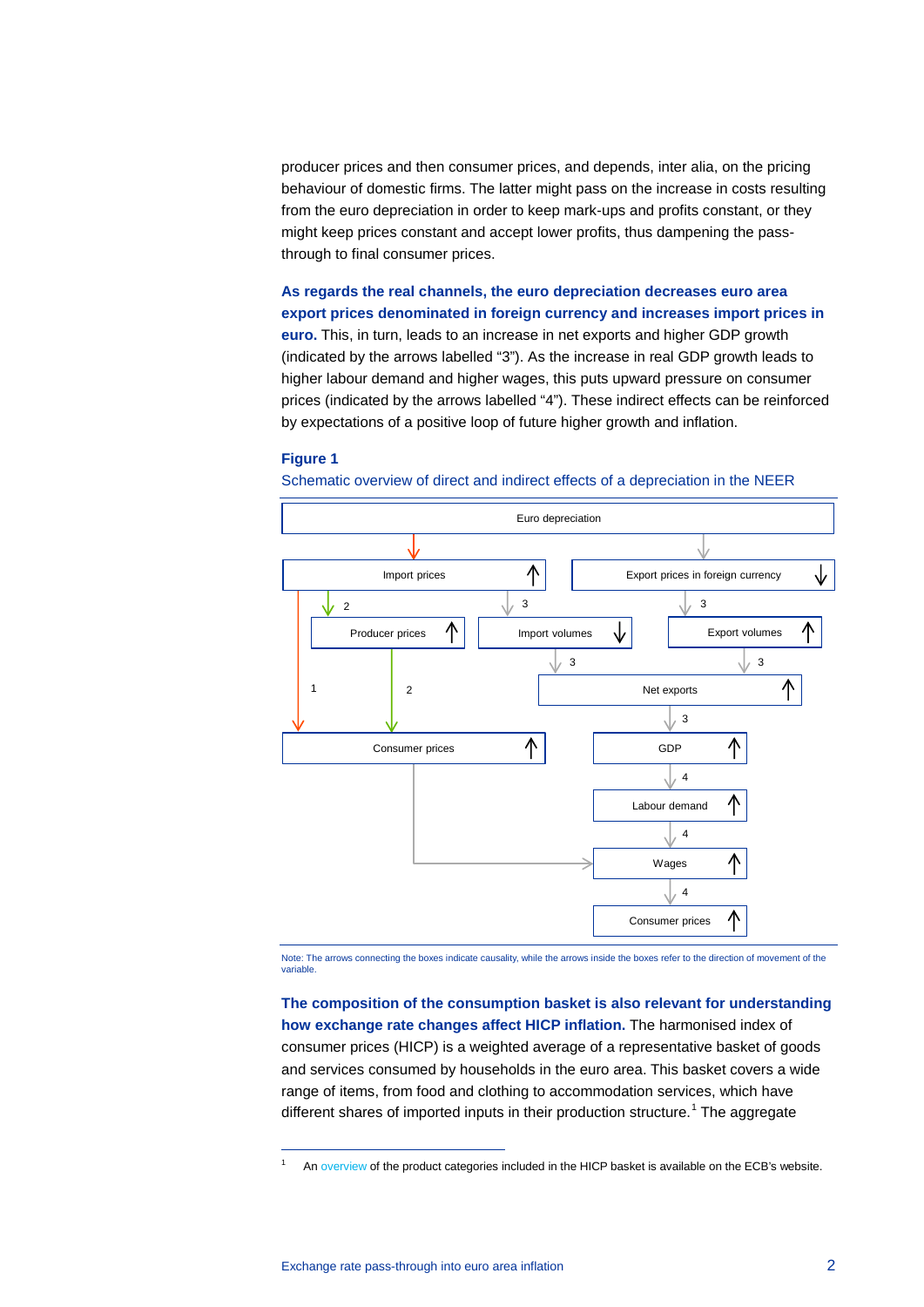producer prices and then consumer prices, and depends, inter alia, on the pricing behaviour of domestic firms. The latter might pass on the increase in costs resulting from the euro depreciation in order to keep mark-ups and profits constant, or they might keep prices constant and accept lower profits, thus dampening the pass-through to final consumer prices.

**As regards the real channels, the euro depreciation decreases euro area export prices denominated in foreign currency and increases import prices in euro.** This, in turn, leads to an increase in net exports and higher GDP growth (indicated by the arrows labelled "3"). As the increase in real GDP growth leads to higher labour demand and higher wages, this puts upward pressure on consumer prices (indicated by the arrows labelled "4"). These indirect effects can be reinforced by expectations of a positive loop of future higher growth and inflation.

**Figure 1**

Schematic overview of direct and indirect effects of a depreciation in the NEER

Note: The arrows connecting the boxes indicate causality, while the arrows inside the boxes refer to the direction of movement of the variable.

**The composition of the consumption basket is also relevant for understanding how exchange rate changes affect HICP inflation.** The harmonised index of consumer prices (HICP) is a weighted average of a representative basket of goods and services consumed by households in the euro area. This basket covers a wide range of items, from food and clothing to accommodation services, which have different shares of imported inputs in their production structure.[1] The aggregate

[1] An overview of the product categories included in the HICP basket is available on the ECB's website.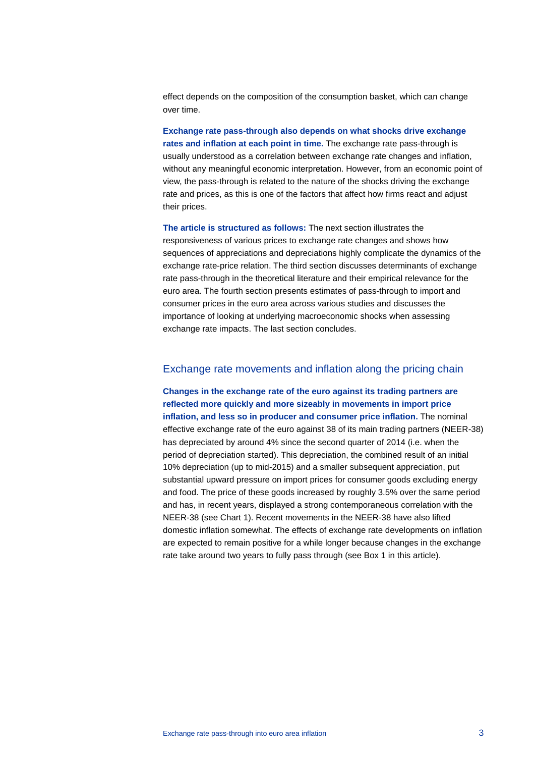effect depends on the composition of the consumption basket, which can change over time.

**Exchange rate pass-through also depends on what shocks drive exchange rates and inflation at each point in time.** The exchange rate pass-through is usually understood as a correlation between exchange rate changes and inflation, without any meaningful economic interpretation. However, from an economic point of view, the pass-through is related to the nature of the shocks driving the exchange rate and prices, as this is one of the factors that affect how firms react and adjust their prices.

**The article is structured as follows:** The next section illustrates the responsiveness of various prices to exchange rate changes and shows how sequences of appreciations and depreciations highly complicate the dynamics of the exchange rate-price relation. The third section discusses determinants of exchange rate pass-through in the theoretical literature and their empirical relevance for the euro area. The fourth section presents estimates of pass-through to import and consumer prices in the euro area across various studies and discusses the importance of looking at underlying macroeconomic shocks when assessing exchange rate impacts. The last section concludes.

## Exchange rate movements and inflation along the pricing chain

**Changes in the exchange rate of the euro against its trading partners are reflected more quickly and more sizeably in movements in import price inflation, and less so in producer and consumer price inflation.** The nominal effective exchange rate of the euro against 38 of its main trading partners (NEER-38) has depreciated by around 4% since the second quarter of 2014 (i.e. when the period of depreciation started). This depreciation, the combined result of an initial 10% depreciation (up to mid-2015) and a smaller subsequent appreciation, put substantial upward pressure on import prices for consumer goods excluding energy and food. The price of these goods increased by roughly 3.5% over the same period and has, in recent years, displayed a strong contemporaneous correlation with the NEER-38 (see Chart 1). Recent movements in the NEER-38 have also lifted domestic inflation somewhat. The effects of exchange rate developments on inflation are expected to remain positive for a while longer because changes in the exchange rate take around two years to fully pass through (see Box 1 in this article).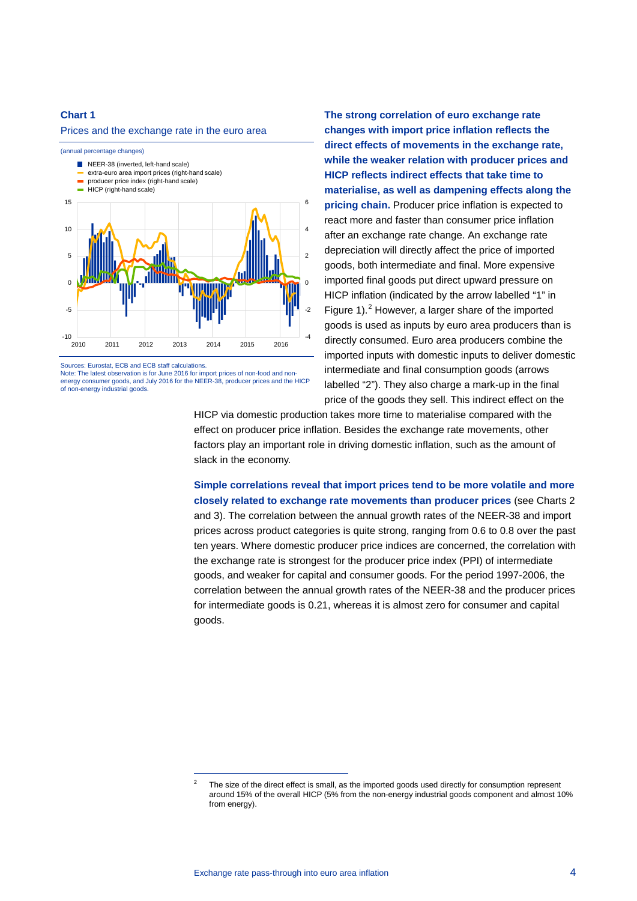**Chart 1**

Prices and the exchange rate in the euro area

(annual percentage changes)

- NEER-38 (inverted, left-hand scale)
- extra-euro area import prices (right-hand scale)
- producer price index (right-hand scale)
- HICP (right-hand scale)

Sources: Eurostat, ECB and ECB staff calculations.
Note: The latest observation is for June 2016 for import prices of non-food and non-energy consumer goods, and July 2016 for the NEER-38, producer prices and the HICP of non-energy industrial goods.

**The strong correlation of euro exchange rate changes with import price inflation reflects the direct effects of movements in the exchange rate, while the weaker relation with producer prices and HICP reflects indirect effects that take time to materialise, as well as dampening effects along the pricing chain.** Producer price inflation is expected to react more and faster than consumer price inflation after an exchange rate change. An exchange rate depreciation will directly affect the price of imported goods, both intermediate and final. More expensive imported final goods put direct upward pressure on HICP inflation (indicated by the arrow labelled "1" in Figure 1).[2] However, a larger share of the imported goods is used as inputs by euro area producers than is directly consumed. Euro area producers combine the imported inputs with domestic inputs to deliver domestic intermediate and final consumption goods (arrows labelled "2"). They also charge a mark-up in the final price of the goods they sell. This indirect effect on the HICP via domestic production takes more time to materialise compared with the effect on producer price inflation. Besides the exchange rate movements, other factors play an important role in driving domestic inflation, such as the amount of slack in the economy.

**Simple correlations reveal that import prices tend to be more volatile and more closely related to exchange rate movements than producer prices** (see Charts 2 and 3). The correlation between the annual growth rates of the NEER-38 and import prices across product categories is quite strong, ranging from 0.6 to 0.8 over the past ten years. Where domestic producer price indices are concerned, the correlation with the exchange rate is strongest for the producer price index (PPI) of intermediate goods, and weaker for capital and consumer goods. For the period 1997-2006, the correlation between the annual growth rates of the NEER-38 and the producer prices for intermediate goods is 0.21, whereas it is almost zero for consumer and capital goods.

[2] The size of the direct effect is small, as the imported goods used directly for consumption represent around 15% of the overall HICP (5% from the non-energy industrial goods component and almost 10% from energy).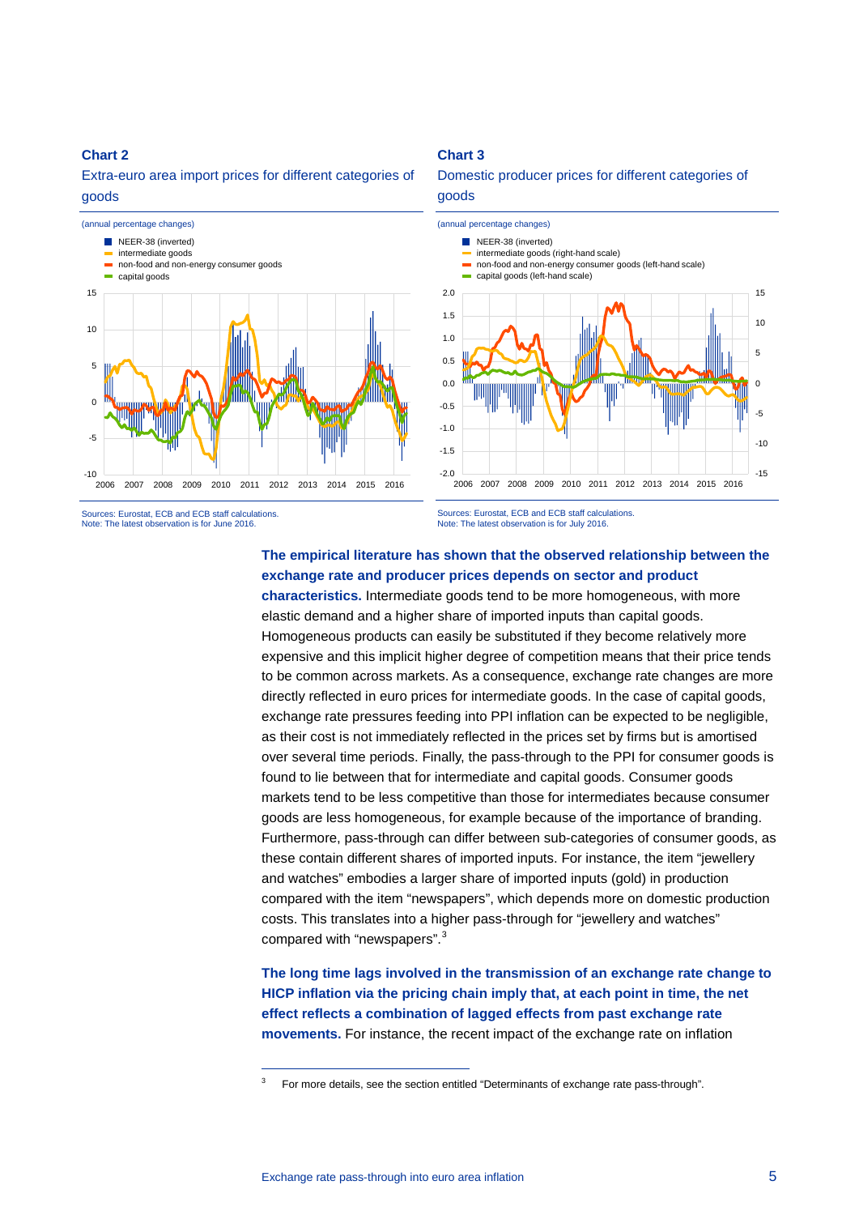**Chart 2**

Extra-euro area import prices for different categories of goods

(annual percentage changes)

- NEER-38 (inverted)
- intermediate goods
- non-food and non-energy consumer goods
- capital goods

Sources: Eurostat, ECB and ECB staff calculations.
Note: The latest observation is for June 2016.

**Chart 3**

Domestic producer prices for different categories of goods

(annual percentage changes)

- NEER-38 (inverted)
- intermediate goods (right-hand scale)
- non-food and non-energy consumer goods (left-hand scale)
- capital goods (left-hand scale)

Sources: Eurostat, ECB and ECB staff calculations.
Note: The latest observation is for July 2016.

**The empirical literature has shown that the observed relationship between the exchange rate and producer prices depends on sector and product characteristics.** Intermediate goods tend to be more homogeneous, with more elastic demand and a higher share of imported inputs than capital goods. Homogeneous products can easily be substituted if they become relatively more expensive and this implicit higher degree of competition means that their price tends to be common across markets. As a consequence, exchange rate changes are more directly reflected in euro prices for intermediate goods. In the case of capital goods, exchange rate pressures feeding into PPI inflation can be expected to be negligible, as their cost is not immediately reflected in the prices set by firms but is amortised over several time periods. Finally, the pass-through to the PPI for consumer goods is found to lie between that for intermediate and capital goods. Consumer goods markets tend to be less competitive than those for intermediates because consumer goods are less homogeneous, for example because of the importance of branding. Furthermore, pass-through can differ between sub-categories of consumer goods, as these contain different shares of imported inputs. For instance, the item "jewellery and watches" embodies a larger share of imported inputs (gold) in production compared with the item "newspapers", which depends more on domestic production costs. This translates into a higher pass-through for "jewellery and watches" compared with "newspapers".[3]

**The long time lags involved in the transmission of an exchange rate change to HICP inflation via the pricing chain imply that, at each point in time, the net effect reflects a combination of lagged effects from past exchange rate movements.** For instance, the recent impact of the exchange rate on inflation

[3] For more details, see the section entitled "Determinants of exchange rate pass-through".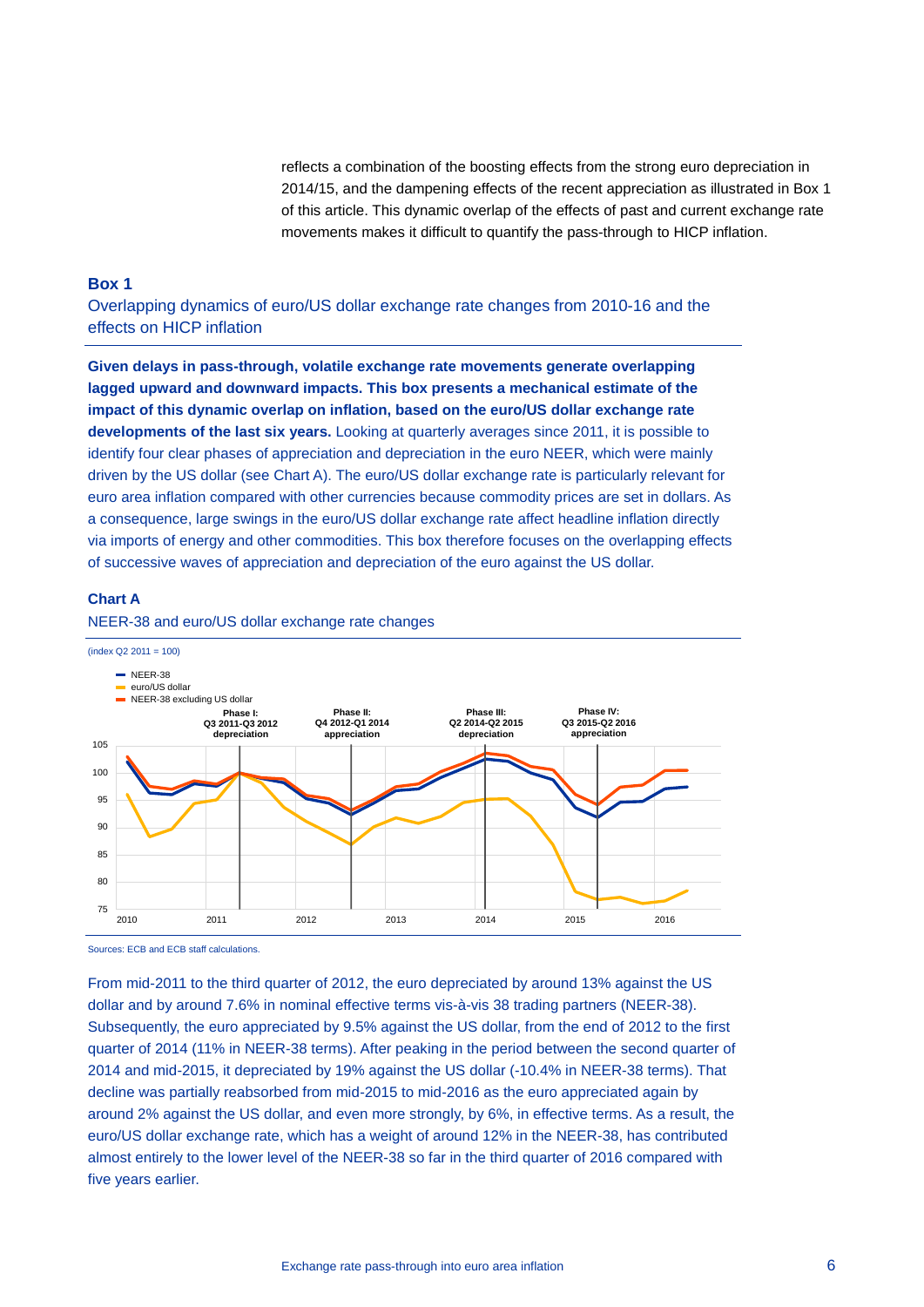reflects a combination of the boosting effects from the strong euro depreciation in 2014/15, and the dampening effects of the recent appreciation as illustrated in Box 1 of this article. This dynamic overlap of the effects of past and current exchange rate movements makes it difficult to quantify the pass-through to HICP inflation.

## Box 1

### Overlapping dynamics of euro/US dollar exchange rate changes from 2010-16 and the effects on HICP inflation

**Given delays in pass-through, volatile exchange rate movements generate overlapping lagged upward and downward impacts. This box presents a mechanical estimate of the impact of this dynamic overlap on inflation, based on the euro/US dollar exchange rate developments of the last six years.** Looking at quarterly averages since 2011, it is possible to identify four clear phases of appreciation and depreciation in the euro NEER, which were mainly driven by the US dollar (see Chart A). The euro/US dollar exchange rate is particularly relevant for euro area inflation compared with other currencies because commodity prices are set in dollars. As a consequence, large swings in the euro/US dollar exchange rate affect headline inflation directly via imports of energy and other commodities. This box therefore focuses on the overlapping effects of successive waves of appreciation and depreciation of the euro against the US dollar.

**Chart A**

NEER-38 and euro/US dollar exchange rate changes

(index Q2 2011 = 100)

Sources: ECB and ECB staff calculations.

From mid-2011 to the third quarter of 2012, the euro depreciated by around 13% against the US dollar and by around 7.6% in nominal effective terms vis-à-vis 38 trading partners (NEER-38). Subsequently, the euro appreciated by 9.5% against the US dollar, from the end of 2012 to the first quarter of 2014 (11% in NEER-38 terms). After peaking in the period between the second quarter of 2014 and mid-2015, it depreciated by 19% against the US dollar (-10.4% in NEER-38 terms). That decline was partially reabsorbed from mid-2015 to mid-2016 as the euro appreciated again by around 2% against the US dollar, and even more strongly, by 6%, in effective terms. As a result, the euro/US dollar exchange rate, which has a weight of around 12% in the NEER-38, has contributed almost entirely to the lower level of the NEER-38 so far in the third quarter of 2016 compared with five years earlier.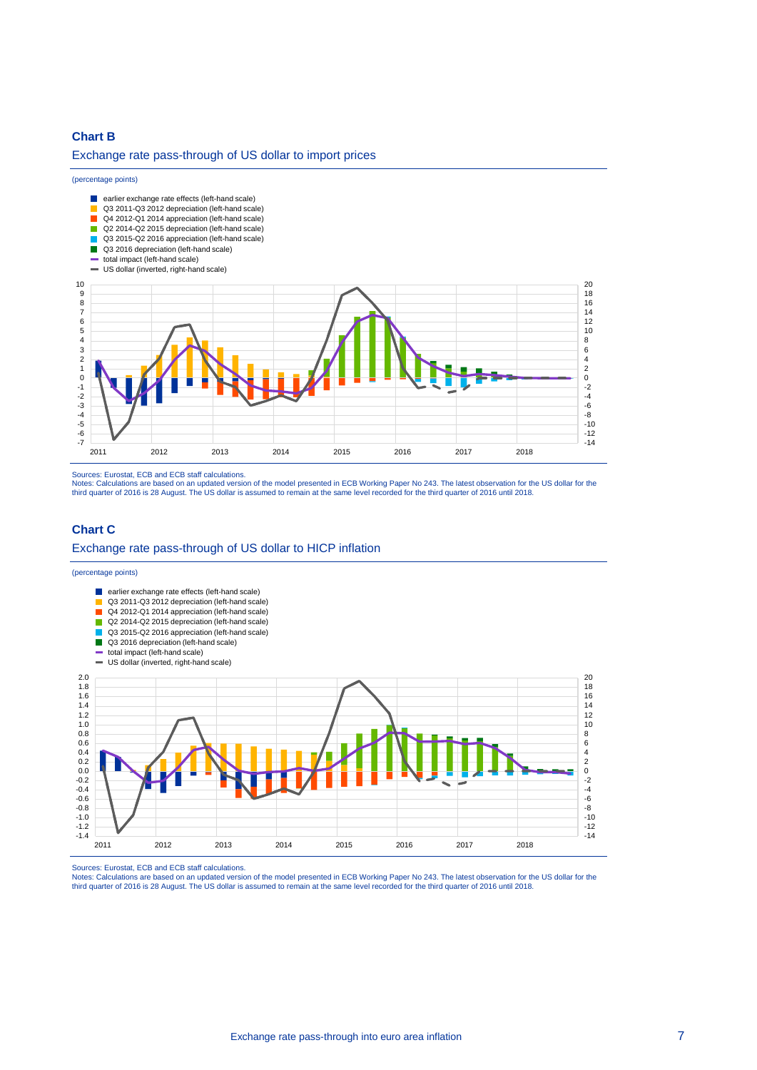**Chart B**

Exchange rate pass-through of US dollar to import prices

(percentage points)

- earlier exchange rate effects (left-hand scale)
- Q3 2011-Q3 2012 depreciation (left-hand scale)
- Q4 2012-Q1 2014 appreciation (left-hand scale)
- Q2 2014-Q2 2015 depreciation (left-hand scale)
- Q3 2015-Q2 2016 appreciation (left-hand scale)
- Q3 2016 depreciation (left-hand scale)
- total impact (left-hand scale)
- US dollar (inverted, right-hand scale)

Sources: Eurostat, ECB and ECB staff calculations.
Notes: Calculations are based on an updated version of the model presented in ECB Working Paper No 243. The latest observation for the US dollar for the third quarter of 2016 is 28 August. The US dollar is assumed to remain at the same level recorded for the third quarter of 2016 until 2018.

**Chart C**

Exchange rate pass-through of US dollar to HICP inflation

(percentage points)

- earlier exchange rate effects (left-hand scale)
- Q3 2011-Q3 2012 depreciation (left-hand scale)
- Q4 2012-Q1 2014 appreciation (left-hand scale)
- Q2 2014-Q2 2015 depreciation (left-hand scale)
- Q3 2015-Q2 2016 appreciation (left-hand scale)
- Q3 2016 depreciation (left-hand scale)
- total impact (left-hand scale)
- US dollar (inverted, right-hand scale)

Sources: Eurostat, ECB and ECB staff calculations.
Notes: Calculations are based on an updated version of the model presented in ECB Working Paper No 243. The latest observation for the US dollar for the third quarter of 2016 is 28 August. The US dollar is assumed to remain at the same level recorded for the third quarter of 2016 until 2018.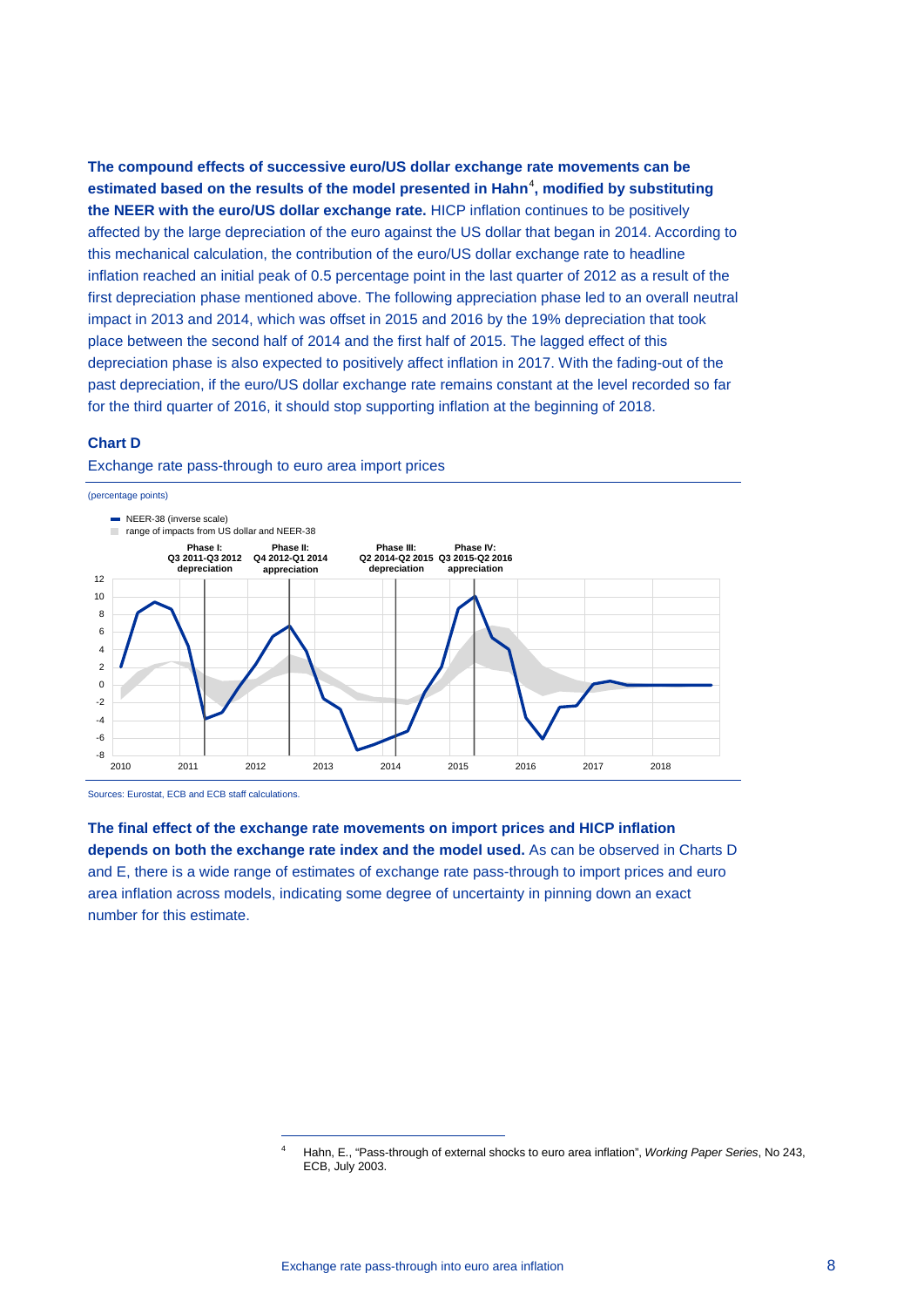**The compound effects of successive euro/US dollar exchange rate movements can be estimated based on the results of the model presented in Hahn[4], modified by substituting the NEER with the euro/US dollar exchange rate.** HICP inflation continues to be positively affected by the large depreciation of the euro against the US dollar that began in 2014. According to this mechanical calculation, the contribution of the euro/US dollar exchange rate to headline inflation reached an initial peak of 0.5 percentage point in the last quarter of 2012 as a result of the first depreciation phase mentioned above. The following appreciation phase led to an overall neutral impact in 2013 and 2014, which was offset in 2015 and 2016 by the 19% depreciation that took place between the second half of 2014 and the first half of 2015. The lagged effect of this depreciation phase is also expected to positively affect inflation in 2017. With the fading-out of the past depreciation, if the euro/US dollar exchange rate remains constant at the level recorded so far for the third quarter of 2016, it should stop supporting inflation at the beginning of 2018.

**Chart D**

Exchange rate pass-through to euro area import prices

(percentage points)

- NEER-38 (inverse scale)
- range of impacts from US dollar and NEER-38

Phase I: Q3 2011-Q3 2012 depreciation | Phase II: Q4 2012-Q1 2014 appreciation | Phase III: Q2 2014-Q2 2015 depreciation | Phase IV: Q3 2015-Q2 2016 appreciation

Sources: Eurostat, ECB and ECB staff calculations.

**The final effect of the exchange rate movements on import prices and HICP inflation depends on both the exchange rate index and the model used.** As can be observed in Charts D and E, there is a wide range of estimates of exchange rate pass-through to import prices and euro area inflation across models, indicating some degree of uncertainty in pinning down an exact number for this estimate.

---

[4] Hahn, E., "Pass-through of external shocks to euro area inflation", *Working Paper Series*, No 243, ECB, July 2003.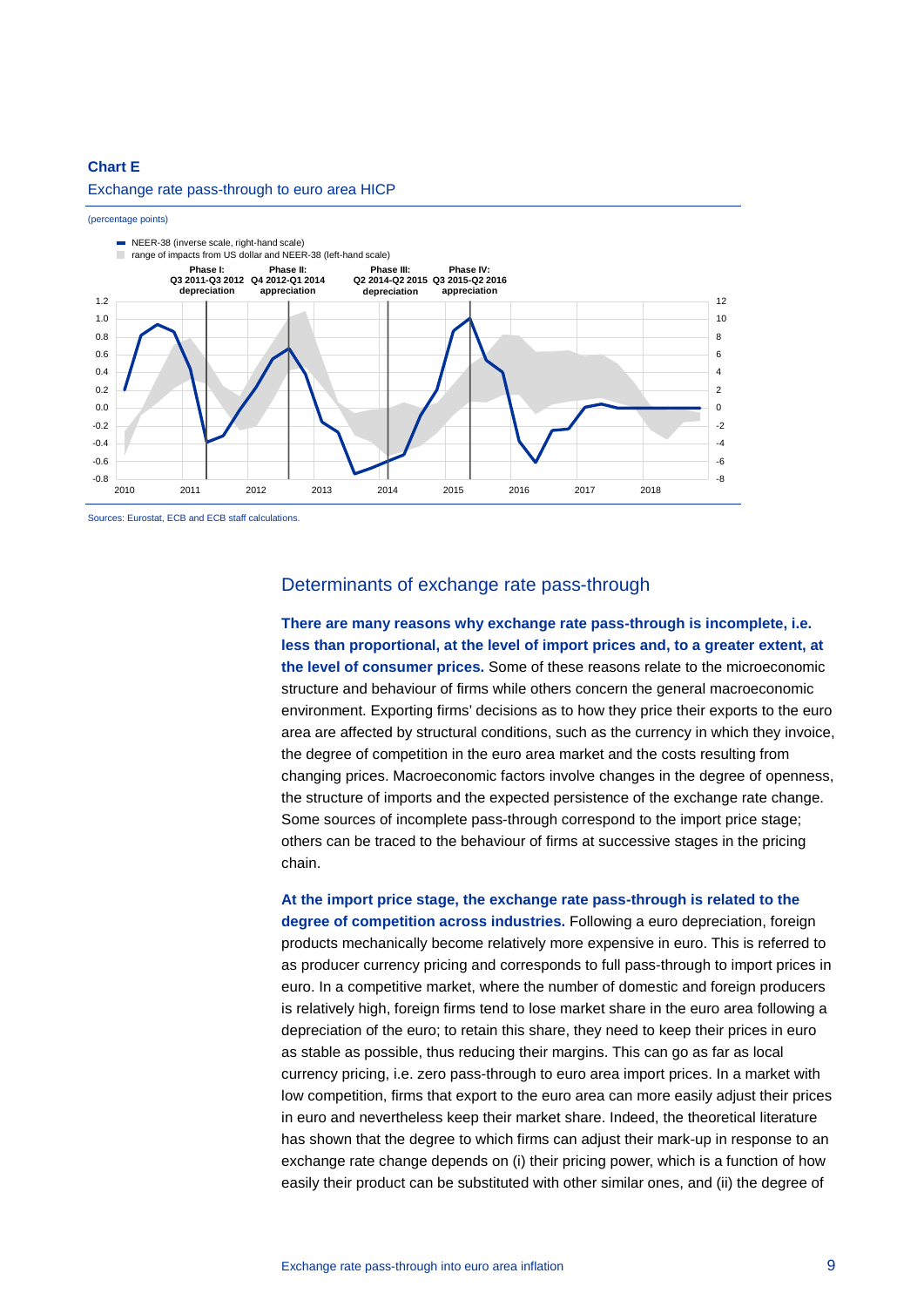**Chart E**

Exchange rate pass-through to euro area HICP

(percentage points)

Sources: Eurostat, ECB and ECB staff calculations.

## Determinants of exchange rate pass-through

**There are many reasons why exchange rate pass-through is incomplete, i.e. less than proportional, at the level of import prices and, to a greater extent, at the level of consumer prices.** Some of these reasons relate to the microeconomic structure and behaviour of firms while others concern the general macroeconomic environment. Exporting firms' decisions as to how they price their exports to the euro area are affected by structural conditions, such as the currency in which they invoice, the degree of competition in the euro area market and the costs resulting from changing prices. Macroeconomic factors involve changes in the degree of openness, the structure of imports and the expected persistence of the exchange rate change. Some sources of incomplete pass-through correspond to the import price stage; others can be traced to the behaviour of firms at successive stages in the pricing chain.

**At the import price stage, the exchange rate pass-through is related to the degree of competition across industries.** Following a euro depreciation, foreign products mechanically become relatively more expensive in euro. This is referred to as producer currency pricing and corresponds to full pass-through to import prices in euro. In a competitive market, where the number of domestic and foreign producers is relatively high, foreign firms tend to lose market share in the euro area following a depreciation of the euro; to retain this share, they need to keep their prices in euro as stable as possible, thus reducing their margins. This can go as far as local currency pricing, i.e. zero pass-through to euro area import prices. In a market with low competition, firms that export to the euro area can more easily adjust their prices in euro and nevertheless keep their market share. Indeed, the theoretical literature has shown that the degree to which firms can adjust their mark-up in response to an exchange rate change depends on (i) their pricing power, which is a function of how easily their product can be substituted with other similar ones, and (ii) the degree of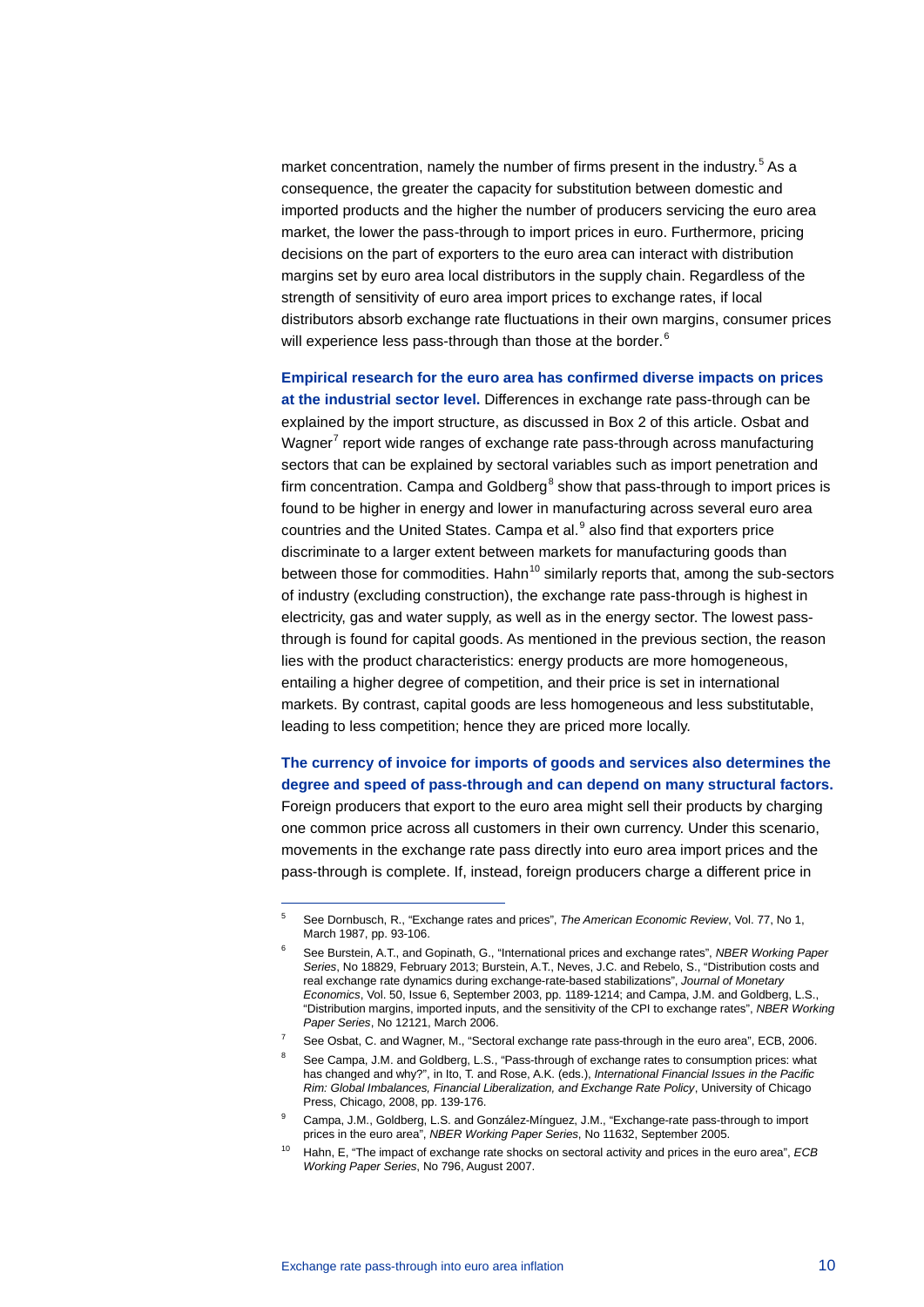market concentration, namely the number of firms present in the industry.[5] As a consequence, the greater the capacity for substitution between domestic and imported products and the higher the number of producers servicing the euro area market, the lower the pass-through to import prices in euro. Furthermore, pricing decisions on the part of exporters to the euro area can interact with distribution margins set by euro area local distributors in the supply chain. Regardless of the strength of sensitivity of euro area import prices to exchange rates, if local distributors absorb exchange rate fluctuations in their own margins, consumer prices will experience less pass-through than those at the border.[6]

**Empirical research for the euro area has confirmed diverse impacts on prices at the industrial sector level.** Differences in exchange rate pass-through can be explained by the import structure, as discussed in Box 2 of this article. Osbat and Wagner[7] report wide ranges of exchange rate pass-through across manufacturing sectors that can be explained by sectoral variables such as import penetration and firm concentration. Campa and Goldberg[8] show that pass-through to import prices is found to be higher in energy and lower in manufacturing across several euro area countries and the United States. Campa et al.[9] also find that exporters price discriminate to a larger extent between markets for manufacturing goods than between those for commodities. Hahn[10] similarly reports that, among the sub-sectors of industry (excluding construction), the exchange rate pass-through is highest in electricity, gas and water supply, as well as in the energy sector. The lowest pass-through is found for capital goods. As mentioned in the previous section, the reason lies with the product characteristics: energy products are more homogeneous, entailing a higher degree of competition, and their price is set in international markets. By contrast, capital goods are less homogeneous and less substitutable, leading to less competition; hence they are priced more locally.

**The currency of invoice for imports of goods and services also determines the degree and speed of pass-through and can depend on many structural factors.** Foreign producers that export to the euro area might sell their products by charging one common price across all customers in their own currency. Under this scenario, movements in the exchange rate pass directly into euro area import prices and the pass-through is complete. If, instead, foreign producers charge a different price in

---

5 See Dornbusch, R., "Exchange rates and prices", *The American Economic Review*, Vol. 77, No 1, March 1987, pp. 93-106.

6 See Burstein, A.T., and Gopinath, G., "International prices and exchange rates", *NBER Working Paper Series*, No 18829, February 2013; Burstein, A.T., Neves, J.C. and Rebelo, S., "Distribution costs and real exchange rate dynamics during exchange-rate-based stabilizations", *Journal of Monetary Economics*, Vol. 50, Issue 6, September 2003, pp. 1189-1214; and Campa, J.M. and Goldberg, L.S., "Distribution margins, imported inputs, and the sensitivity of the CPI to exchange rates", *NBER Working Paper Series*, No 12121, March 2006.

7 See Osbat, C. and Wagner, M., "Sectoral exchange rate pass-through in the euro area", ECB, 2006.

8 See Campa, J.M. and Goldberg, L.S., "Pass-through of exchange rates to consumption prices: what has changed and why?", in Ito, T. and Rose, A.K. (eds.), *International Financial Issues in the Pacific Rim: Global Imbalances, Financial Liberalization, and Exchange Rate Policy*, University of Chicago Press, Chicago, 2008, pp. 139-176.

9 Campa, J.M., Goldberg, L.S. and González-Mínguez, J.M., "Exchange-rate pass-through to import prices in the euro area", *NBER Working Paper Series*, No 11632, September 2005.

10 Hahn, E, "The impact of exchange rate shocks on sectoral activity and prices in the euro area", *ECB Working Paper Series*, No 796, August 2007.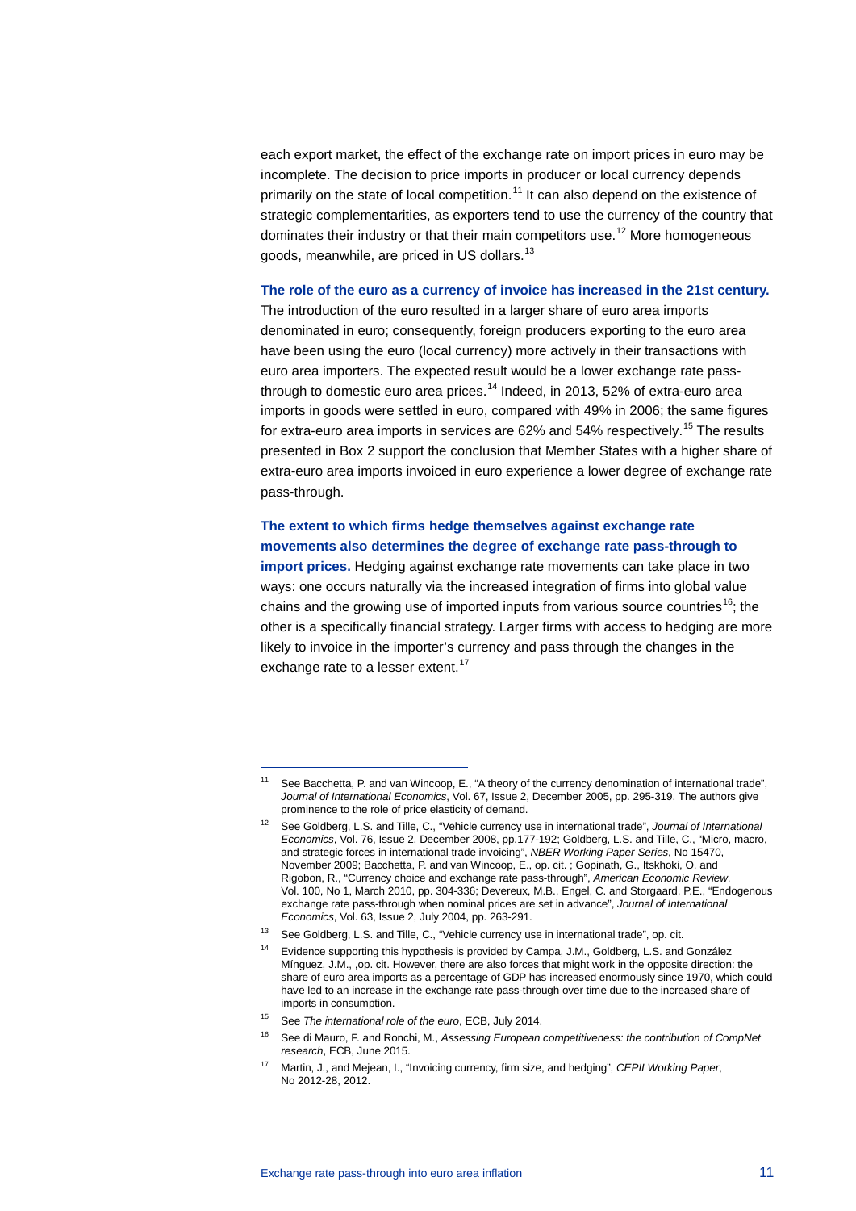each export market, the effect of the exchange rate on import prices in euro may be incomplete. The decision to price imports in producer or local currency depends primarily on the state of local competition.[11] It can also depend on the existence of strategic complementarities, as exporters tend to use the currency of the country that dominates their industry or that their main competitors use.[12] More homogeneous goods, meanwhile, are priced in US dollars.[13]

**The role of the euro as a currency of invoice has increased in the 21st century.** The introduction of the euro resulted in a larger share of euro area imports denominated in euro; consequently, foreign producers exporting to the euro area have been using the euro (local currency) more actively in their transactions with euro area importers. The expected result would be a lower exchange rate pass-through to domestic euro area prices.[14] Indeed, in 2013, 52% of extra-euro area imports in goods were settled in euro, compared with 49% in 2006; the same figures for extra-euro area imports in services are 62% and 54% respectively.[15] The results presented in Box 2 support the conclusion that Member States with a higher share of extra-euro area imports invoiced in euro experience a lower degree of exchange rate pass-through.

**The extent to which firms hedge themselves against exchange rate movements also determines the degree of exchange rate pass-through to import prices.** Hedging against exchange rate movements can take place in two ways: one occurs naturally via the increased integration of firms into global value chains and the growing use of imported inputs from various source countries[16]; the other is a specifically financial strategy. Larger firms with access to hedging are more likely to invoice in the importer's currency and pass through the changes in the exchange rate to a lesser extent.[17]

---

[11] See Bacchetta, P. and van Wincoop, E., "A theory of the currency denomination of international trade", *Journal of International Economics*, Vol. 67, Issue 2, December 2005, pp. 295-319. The authors give prominence to the role of price elasticity of demand.

[12] See Goldberg, L.S. and Tille, C., "Vehicle currency use in international trade", *Journal of International Economics*, Vol. 76, Issue 2, December 2008, pp.177-192; Goldberg, L.S. and Tille, C., "Micro, macro, and strategic forces in international trade invoicing", *NBER Working Paper Series*, No 15470, November 2009; Bacchetta, P. and van Wincoop, E., op. cit. ; Gopinath, G., Itskhoki, O. and Rigobon, R., "Currency choice and exchange rate pass-through", *American Economic Review*, Vol. 100, No 1, March 2010, pp. 304-336; Devereux, M.B., Engel, C. and Storgaard, P.E., "Endogenous exchange rate pass-through when nominal prices are set in advance", *Journal of International Economics*, Vol. 63, Issue 2, July 2004, pp. 263-291.

[13] See Goldberg, L.S. and Tille, C., "Vehicle currency use in international trade", op. cit.

[14] Evidence supporting this hypothesis is provided by Campa, J.M., Goldberg, L.S. and González Mínguez, J.M., ,op. cit. However, there are also forces that might work in the opposite direction: the share of euro area imports as a percentage of GDP has increased enormously since 1970, which could have led to an increase in the exchange rate pass-through over time due to the increased share of imports in consumption.

[15] See *The international role of the euro*, ECB, July 2014.

[16] See di Mauro, F. and Ronchi, M., *Assessing European competitiveness: the contribution of CompNet research*, ECB, June 2015.

[17] Martin, J., and Mejean, I., "Invoicing currency, firm size, and hedging", *CEPII Working Paper*, No 2012-28, 2012.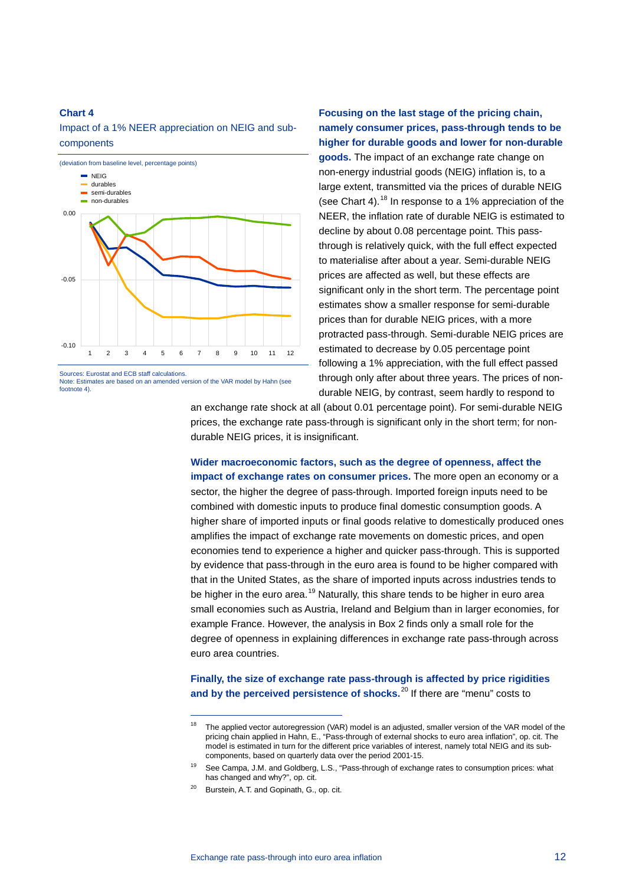**Chart 4**

Impact of a 1% NEER appreciation on NEIG and sub-components

(deviation from baseline level, percentage points)

- NEIG
- durables
- semi-durables
- non-durables

Sources: Eurostat and ECB staff calculations.
Note: Estimates are based on an amended version of the VAR model by Hahn (see footnote 4).

**Focusing on the last stage of the pricing chain, namely consumer prices, pass-through tends to be higher for durable goods and lower for non-durable goods.** The impact of an exchange rate change on non-energy industrial goods (NEIG) inflation is, to a large extent, transmitted via the prices of durable NEIG (see Chart 4).[18] In response to a 1% appreciation of the NEER, the inflation rate of durable NEIG is estimated to decline by about 0.08 percentage point. This pass-through is relatively quick, with the full effect expected to materialise after about a year. Semi-durable NEIG prices are affected as well, but these effects are significant only in the short term. The percentage point estimates show a smaller response for semi-durable prices than for durable NEIG prices, with a more protracted pass-through. Semi-durable NEIG prices are estimated to decrease by 0.05 percentage point following a 1% appreciation, with the full effect passed through only after about three years. The prices of non-durable NEIG, by contrast, seem hardly to respond to an exchange rate shock at all (about 0.01 percentage point). For semi-durable NEIG prices, the exchange rate pass-through is significant only in the short term; for non-durable NEIG prices, it is insignificant.

**Wider macroeconomic factors, such as the degree of openness, affect the impact of exchange rates on consumer prices.** The more open an economy or a sector, the higher the degree of pass-through. Imported foreign inputs need to be combined with domestic inputs to produce final domestic consumption goods. A higher share of imported inputs or final goods relative to domestically produced ones amplifies the impact of exchange rate movements on domestic prices, and open economies tend to experience a higher and quicker pass-through. This is supported by evidence that pass-through in the euro area is found to be higher compared with that in the United States, as the share of imported inputs across industries tends to be higher in the euro area.[19] Naturally, this share tends to be higher in euro area small economies such as Austria, Ireland and Belgium than in larger economies, for example France. However, the analysis in Box 2 finds only a small role for the degree of openness in explaining differences in exchange rate pass-through across euro area countries.

**Finally, the size of exchange rate pass-through is affected by price rigidities and by the perceived persistence of shocks.**[20] If there are "menu" costs to

[18] The applied vector autoregression (VAR) model is an adjusted, smaller version of the VAR model of the pricing chain applied in Hahn, E., "Pass-through of external shocks to euro area inflation", op. cit. The model is estimated in turn for the different price variables of interest, namely total NEIG and its sub-components, based on quarterly data over the period 2001-15.

[19] See Campa, J.M. and Goldberg, L.S., "Pass-through of exchange rates to consumption prices: what has changed and why?", op. cit.

[20] Burstein, A.T. and Gopinath, G., op. cit.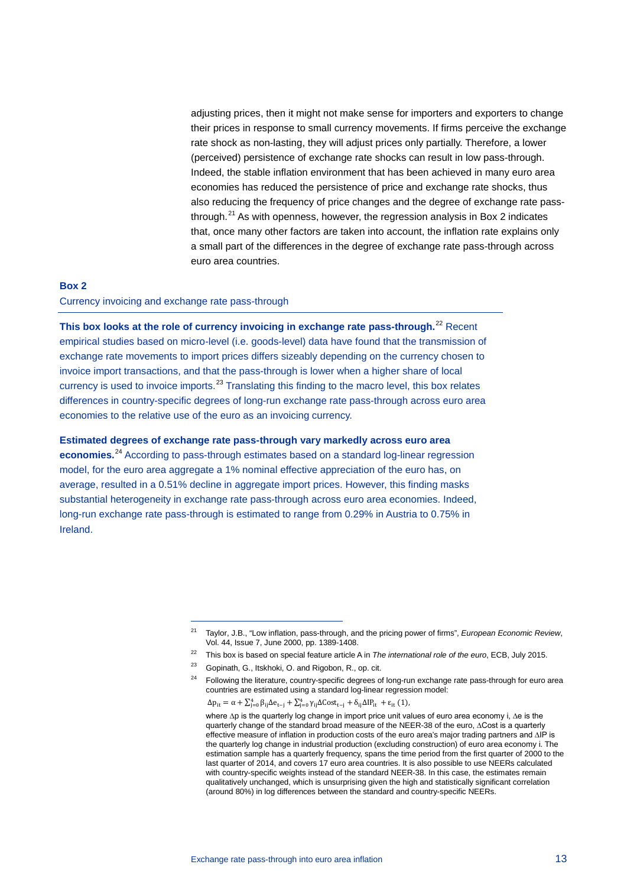adjusting prices, then it might not make sense for importers and exporters to change their prices in response to small currency movements. If firms perceive the exchange rate shock as non-lasting, they will adjust prices only partially. Therefore, a lower (perceived) persistence of exchange rate shocks can result in low pass-through. Indeed, the stable inflation environment that has been achieved in many euro area economies has reduced the persistence of price and exchange rate shocks, thus also reducing the frequency of price changes and the degree of exchange rate pass-through.[21] As with openness, however, the regression analysis in Box 2 indicates that, once many other factors are taken into account, the inflation rate explains only a small part of the differences in the degree of exchange rate pass-through across euro area countries.

### Box 2

Currency invoicing and exchange rate pass-through

**This box looks at the role of currency invoicing in exchange rate pass-through.**[22] Recent empirical studies based on micro-level (i.e. goods-level) data have found that the transmission of exchange rate movements to import prices differs sizeably depending on the currency chosen to invoice import transactions, and that the pass-through is lower when a higher share of local currency is used to invoice imports.[23] Translating this finding to the macro level, this box relates differences in country-specific degrees of long-run exchange rate pass-through across euro area economies to the relative use of the euro as an invoicing currency.

**Estimated degrees of exchange rate pass-through vary markedly across euro area economies.**[24] According to pass-through estimates based on a standard log-linear regression model, for the euro area aggregate a 1% nominal effective appreciation of the euro has, on average, resulted in a 0.51% decline in aggregate import prices. However, this finding masks substantial heterogeneity in exchange rate pass-through across euro area economies. Indeed, long-run exchange rate pass-through is estimated to range from 0.29% in Austria to 0.75% in Ireland.

---

[21] Taylor, J.B., "Low inflation, pass-through, and the pricing power of firms", *European Economic Review*, Vol. 44, Issue 7, June 2000, pp. 1389-1408.

[22] This box is based on special feature article A in *The international role of the euro*, ECB, July 2015.

[23] Gopinath, G., Itskhoki, O. and Rigobon, R., op. cit.

[24] Following the literature, country-specific degrees of long-run exchange rate pass-through for euro area countries are estimated using a standard log-linear regression model:

$$\Delta p_{it} = \alpha + \sum_{j=0}^{4} \beta_{ij} \Delta e_{t-j} + \sum_{j=0}^{4} \gamma_{ij} \Delta Cost_{t-j} + \delta_{ij} \Delta IP_{it} + \varepsilon_{it} \ (1),$$

where $\Delta p$ is the quarterly log change in import price unit values of euro area economy i, $\Delta e$ is the quarterly change of the standard broad measure of the NEER-38 of the euro, $\Delta Cost$ is a quarterly effective measure of inflation in production costs of the euro area's major trading partners and $\Delta IP$ is the quarterly log change in industrial production (excluding construction) of euro area economy i. The estimation sample has a quarterly frequency, spans the time period from the first quarter of 2000 to the last quarter of 2014, and covers 17 euro area countries. It is also possible to use NEERs calculated with country-specific weights instead of the standard NEER-38. In this case, the estimates remain qualitatively unchanged, which is unsurprising given the high and statistically significant correlation (around 80%) in log differences between the standard and country-specific NEERs.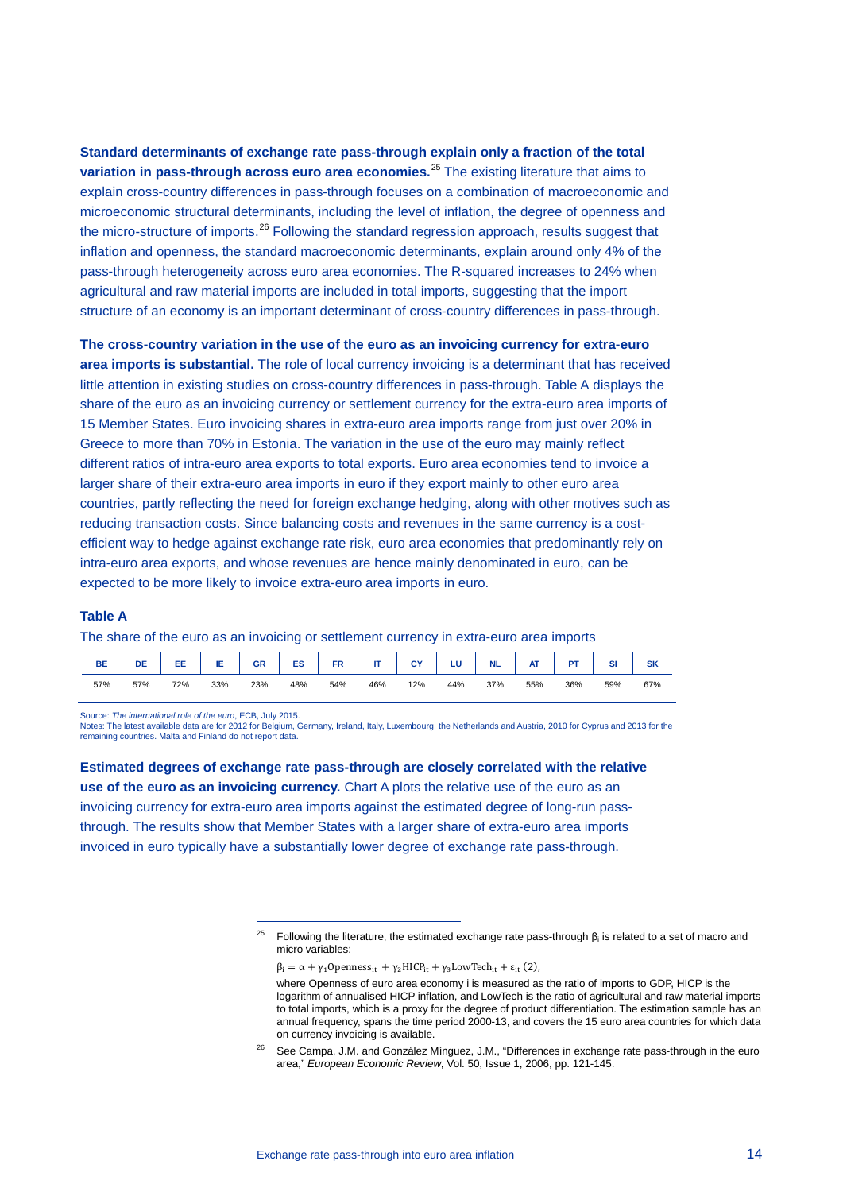**Standard determinants of exchange rate pass-through explain only a fraction of the total variation in pass-through across euro area economies.**[25] The existing literature that aims to explain cross-country differences in pass-through focuses on a combination of macroeconomic and microeconomic structural determinants, including the level of inflation, the degree of openness and the micro-structure of imports.[26] Following the standard regression approach, results suggest that inflation and openness, the standard macroeconomic determinants, explain around only 4% of the pass-through heterogeneity across euro area economies. The R-squared increases to 24% when agricultural and raw material imports are included in total imports, suggesting that the import structure of an economy is an important determinant of cross-country differences in pass-through.

**The cross-country variation in the use of the euro as an invoicing currency for extra-euro area imports is substantial.** The role of local currency invoicing is a determinant that has received little attention in existing studies on cross-country differences in pass-through. Table A displays the share of the euro as an invoicing currency or settlement currency for the extra-euro area imports of 15 Member States. Euro invoicing shares in extra-euro area imports range from just over 20% in Greece to more than 70% in Estonia. The variation in the use of the euro may mainly reflect different ratios of intra-euro area exports to total exports. Euro area economies tend to invoice a larger share of their extra-euro area imports in euro if they export mainly to other euro area countries, partly reflecting the need for foreign exchange hedging, along with other motives such as reducing transaction costs. Since balancing costs and revenues in the same currency is a cost-efficient way to hedge against exchange rate risk, euro area economies that predominantly rely on intra-euro area exports, and whose revenues are hence mainly denominated in euro, can be expected to be more likely to invoice extra-euro area imports in euro.

**Table A**

The share of the euro as an invoicing or settlement currency in extra-euro area imports

| BE | DE | EE | IE | GR | ES | FR | IT | CY | LU | NL | AT | PT | SI | SK |
|---|---|---|---|---|---|---|---|---|---|---|---|---|---|---|
| 57% | 57% | 72% | 33% | 23% | 48% | 54% | 46% | 12% | 44% | 37% | 55% | 36% | 59% | 67% |

Source: *The international role of the euro*, ECB, July 2015.
Notes: The latest available data are for 2012 for Belgium, Germany, Ireland, Italy, Luxembourg, the Netherlands and Austria, 2010 for Cyprus and 2013 for the remaining countries. Malta and Finland do not report data.

**Estimated degrees of exchange rate pass-through are closely correlated with the relative use of the euro as an invoicing currency.** Chart A plots the relative use of the euro as an invoicing currency for extra-euro area imports against the estimated degree of long-run pass-through. The results show that Member States with a larger share of extra-euro area imports invoiced in euro typically have a substantially lower degree of exchange rate pass-through.

---

[25] Following the literature, the estimated exchange rate pass-through $\beta_i$ is related to a set of macro and micro variables:

$$\beta_i = \alpha + \gamma_1 \text{Openness}_{it} + \gamma_2 \text{HICP}_{it} + \gamma_3 \text{LowTech}_{it} + \varepsilon_{it} \; (2),$$

where Openness of euro area economy i is measured as the ratio of imports to GDP, HICP is the logarithm of annualised HICP inflation, and LowTech is the ratio of agricultural and raw material imports to total imports, which is a proxy for the degree of product differentiation. The estimation sample has an annual frequency, spans the time period 2000-13, and covers the 15 euro area countries for which data on currency invoicing is available.

[26] See Campa, J.M. and González Mínguez, J.M., "Differences in exchange rate pass-through in the euro area," *European Economic Review*, Vol. 50, Issue 1, 2006, pp. 121-145.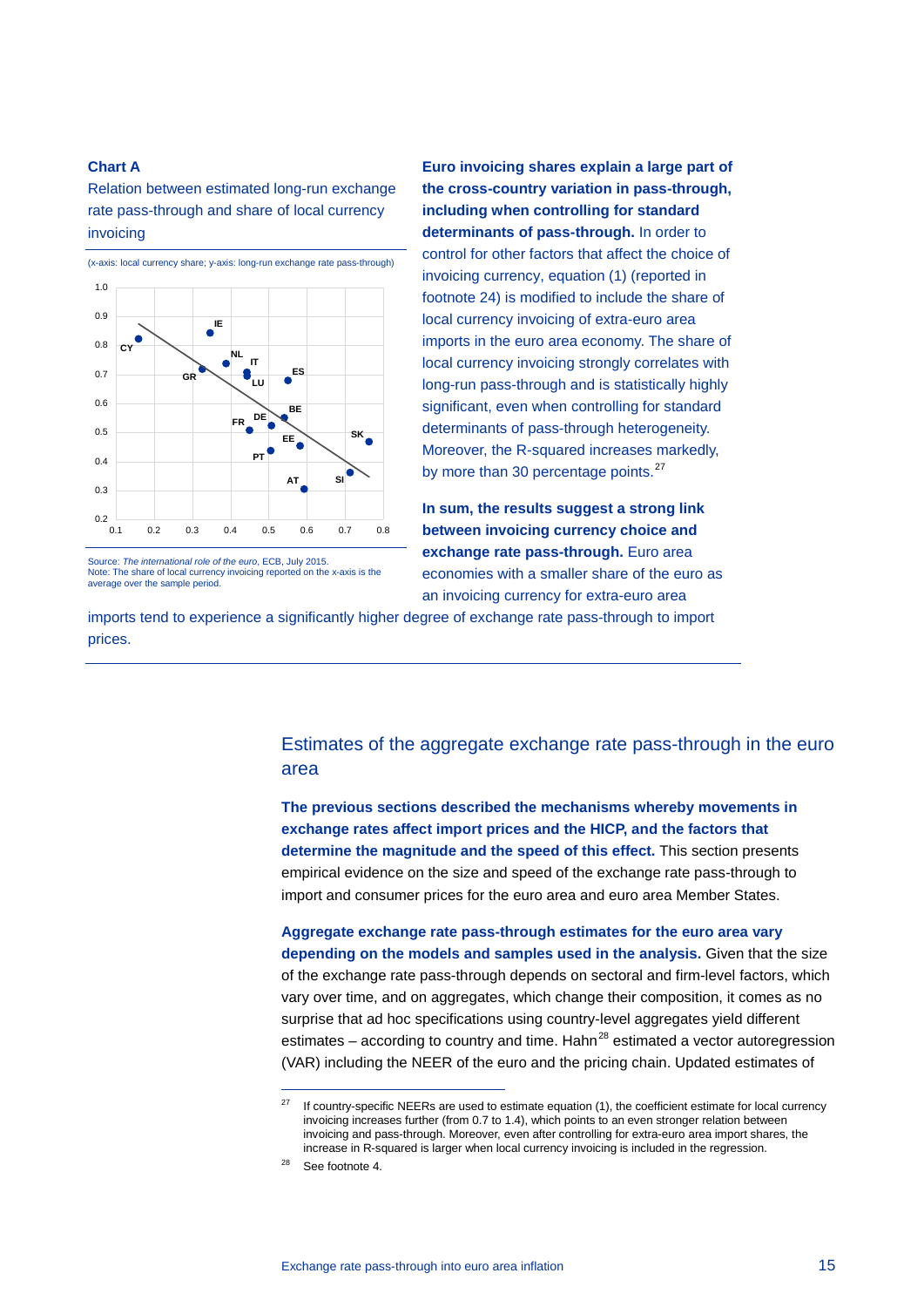**Chart A**

Relation between estimated long-run exchange rate pass-through and share of local currency invoicing

(x-axis: local currency share; y-axis: long-run exchange rate pass-through)

Source: *The international role of the euro*, ECB, July 2015.
Note: The share of local currency invoicing reported on the x-axis is the average over the sample period.

**Euro invoicing shares explain a large part of the cross-country variation in pass-through, including when controlling for standard determinants of pass-through.** In order to control for other factors that affect the choice of invoicing currency, equation (1) (reported in footnote 24) is modified to include the share of local currency invoicing of extra-euro area imports in the euro area economy. The share of local currency invoicing strongly correlates with long-run pass-through and is statistically highly significant, even when controlling for standard determinants of pass-through heterogeneity. Moreover, the R-squared increases markedly, by more than 30 percentage points.[27]

**In sum, the results suggest a strong link between invoicing currency choice and exchange rate pass-through.** Euro area economies with a smaller share of the euro as an invoicing currency for extra-euro area imports tend to experience a significantly higher degree of exchange rate pass-through to import prices.

## Estimates of the aggregate exchange rate pass-through in the euro area

**The previous sections described the mechanisms whereby movements in exchange rates affect import prices and the HICP, and the factors that determine the magnitude and the speed of this effect.** This section presents empirical evidence on the size and speed of the exchange rate pass-through to import and consumer prices for the euro area and euro area Member States.

**Aggregate exchange rate pass-through estimates for the euro area vary depending on the models and samples used in the analysis.** Given that the size of the exchange rate pass-through depends on sectoral and firm-level factors, which vary over time, and on aggregates, which change their composition, it comes as no surprise that ad hoc specifications using country-level aggregates yield different estimates – according to country and time. Hahn[28] estimated a vector autoregression (VAR) including the NEER of the euro and the pricing chain. Updated estimates of

[27] If country-specific NEERs are used to estimate equation (1), the coefficient estimate for local currency invoicing increases further (from 0.7 to 1.4), which points to an even stronger relation between invoicing and pass-through. Moreover, even after controlling for extra-euro area import shares, the increase in R-squared is larger when local currency invoicing is included in the regression.

[28] See footnote 4.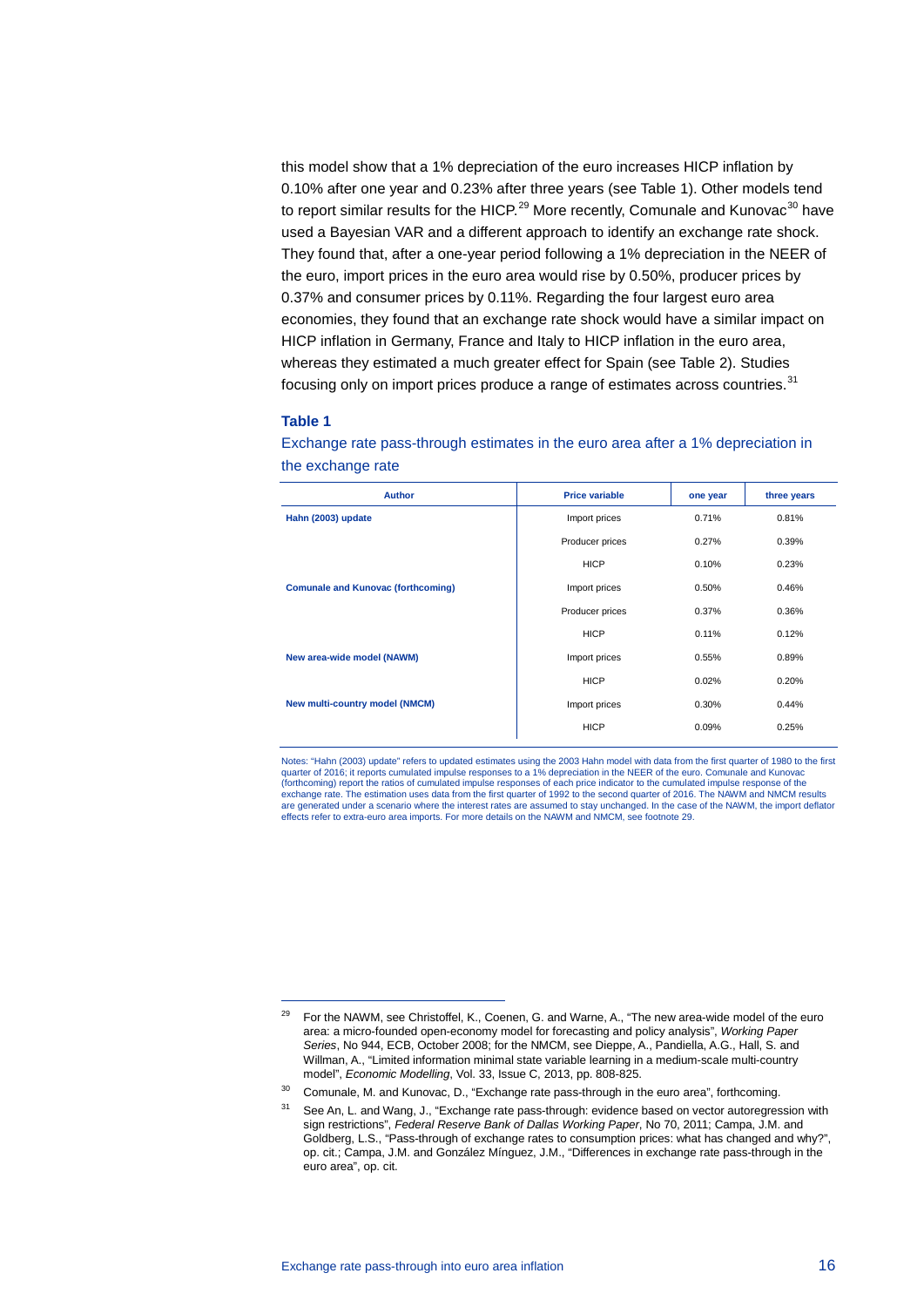this model show that a 1% depreciation of the euro increases HICP inflation by 0.10% after one year and 0.23% after three years (see Table 1). Other models tend to report similar results for the HICP.[29] More recently, Comunale and Kunovac[30] have used a Bayesian VAR and a different approach to identify an exchange rate shock. They found that, after a one-year period following a 1% depreciation in the NEER of the euro, import prices in the euro area would rise by 0.50%, producer prices by 0.37% and consumer prices by 0.11%. Regarding the four largest euro area economies, they found that an exchange rate shock would have a similar impact on HICP inflation in Germany, France and Italy to HICP inflation in the euro area, whereas they estimated a much greater effect for Spain (see Table 2). Studies focusing only on import prices produce a range of estimates across countries.[31]

**Table 1**

Exchange rate pass-through estimates in the euro area after a 1% depreciation in the exchange rate

| Author | Price variable | one year | three years |
|---|---|---|---|
| **Hahn (2003) update** | Import prices | 0.71% | 0.81% |
| | Producer prices | 0.27% | 0.39% |
| | HICP | 0.10% | 0.23% |
| **Comunale and Kunovac (forthcoming)** | Import prices | 0.50% | 0.46% |
| | Producer prices | 0.37% | 0.36% |
| | HICP | 0.11% | 0.12% |
| **New area-wide model (NAWM)** | Import prices | 0.55% | 0.89% |
| | HICP | 0.02% | 0.20% |
| **New multi-country model (NMCM)** | Import prices | 0.30% | 0.44% |
| | HICP | 0.09% | 0.25% |

Notes: "Hahn (2003) update" refers to updated estimates using the 2003 Hahn model with data from the first quarter of 1980 to the first quarter of 2016; it reports cumulated impulse responses to a 1% depreciation in the NEER of the euro. Comunale and Kunovac (forthcoming) report the ratios of cumulated impulse responses of each price indicator to the cumulated impulse response of the exchange rate. The estimation uses data from the first quarter of 1992 to the second quarter of 2016. The NAWM and NMCM results are generated under a scenario where the interest rates are assumed to stay unchanged. In the case of the NAWM, the import deflator effects refer to extra-euro area imports. For more details on the NAWM and NMCM, see footnote 29.

---

[29] For the NAWM, see Christoffel, K., Coenen, G. and Warne, A., "The new area-wide model of the euro area: a micro-founded open-economy model for forecasting and policy analysis", *Working Paper Series*, No 944, ECB, October 2008; for the NMCM, see Dieppe, A., Pandiella, A.G., Hall, S. and Willman, A., "Limited information minimal state variable learning in a medium-scale multi-country model", *Economic Modelling*, Vol. 33, Issue C, 2013, pp. 808-825.

[30] Comunale, M. and Kunovac, D., "Exchange rate pass-through in the euro area", forthcoming.

[31] See An, L. and Wang, J., "Exchange rate pass-through: evidence based on vector autoregression with sign restrictions", *Federal Reserve Bank of Dallas Working Paper*, No 70, 2011; Campa, J.M. and Goldberg, L.S., "Pass-through of exchange rates to consumption prices: what has changed and why?", op. cit.; Campa, J.M. and González Mínguez, J.M., "Differences in exchange rate pass-through in the euro area", op. cit.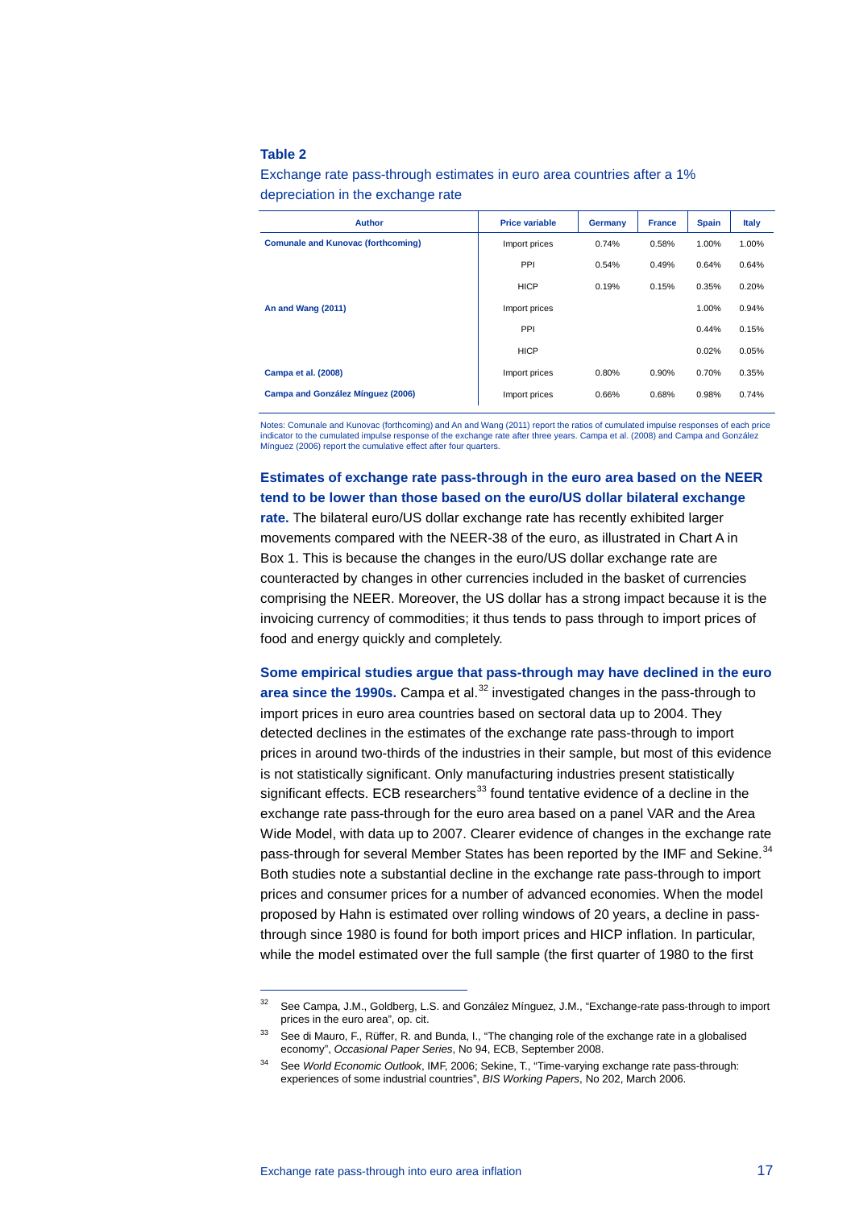**Table 2**

Exchange rate pass-through estimates in euro area countries after a 1% depreciation in the exchange rate

| Author | Price variable | Germany | France | Spain | Italy |
|---|---|---|---|---|---|
| **Comunale and Kunovac (forthcoming)** | Import prices | 0.74% | 0.58% | 1.00% | 1.00% |
| | PPI | 0.54% | 0.49% | 0.64% | 0.64% |
| | HICP | 0.19% | 0.15% | 0.35% | 0.20% |
| **An and Wang (2011)** | Import prices | | | 1.00% | 0.94% |
| | PPI | | | 0.44% | 0.15% |
| | HICP | | | 0.02% | 0.05% |
| **Campa et al. (2008)** | Import prices | 0.80% | 0.90% | 0.70% | 0.35% |
| **Campa and González Mínguez (2006)** | Import prices | 0.66% | 0.68% | 0.98% | 0.74% |

Notes: Comunale and Kunovac (forthcoming) and An and Wang (2011) report the ratios of cumulated impulse responses of each price indicator to the cumulated impulse response of the exchange rate after three years. Campa et al. (2008) and Campa and González Mínguez (2006) report the cumulative effect after four quarters.

**Estimates of exchange rate pass-through in the euro area based on the NEER tend to be lower than those based on the euro/US dollar bilateral exchange rate.** The bilateral euro/US dollar exchange rate has recently exhibited larger movements compared with the NEER-38 of the euro, as illustrated in Chart A in Box 1. This is because the changes in the euro/US dollar exchange rate are counteracted by changes in other currencies included in the basket of currencies comprising the NEER. Moreover, the US dollar has a strong impact because it is the invoicing currency of commodities; it thus tends to pass through to import prices of food and energy quickly and completely.

**Some empirical studies argue that pass-through may have declined in the euro area since the 1990s.** Campa et al.[32] investigated changes in the pass-through to import prices in euro area countries based on sectoral data up to 2004. They detected declines in the estimates of the exchange rate pass-through to import prices in around two-thirds of the industries in their sample, but most of this evidence is not statistically significant. Only manufacturing industries present statistically significant effects. ECB researchers[33] found tentative evidence of a decline in the exchange rate pass-through for the euro area based on a panel VAR and the Area Wide Model, with data up to 2007. Clearer evidence of changes in the exchange rate pass-through for several Member States has been reported by the IMF and Sekine.[34] Both studies note a substantial decline in the exchange rate pass-through to import prices and consumer prices for a number of advanced economies. When the model proposed by Hahn is estimated over rolling windows of 20 years, a decline in pass-through since 1980 is found for both import prices and HICP inflation. In particular, while the model estimated over the full sample (the first quarter of 1980 to the first

[32] See Campa, J.M., Goldberg, L.S. and González Mínguez, J.M., "Exchange-rate pass-through to import prices in the euro area", op. cit.

[33] See di Mauro, F., Rüffer, R. and Bunda, I., "The changing role of the exchange rate in a globalised economy", *Occasional Paper Series*, No 94, ECB, September 2008.

[34] See *World Economic Outlook*, IMF, 2006; Sekine, T., "Time-varying exchange rate pass-through: experiences of some industrial countries", *BIS Working Papers*, No 202, March 2006.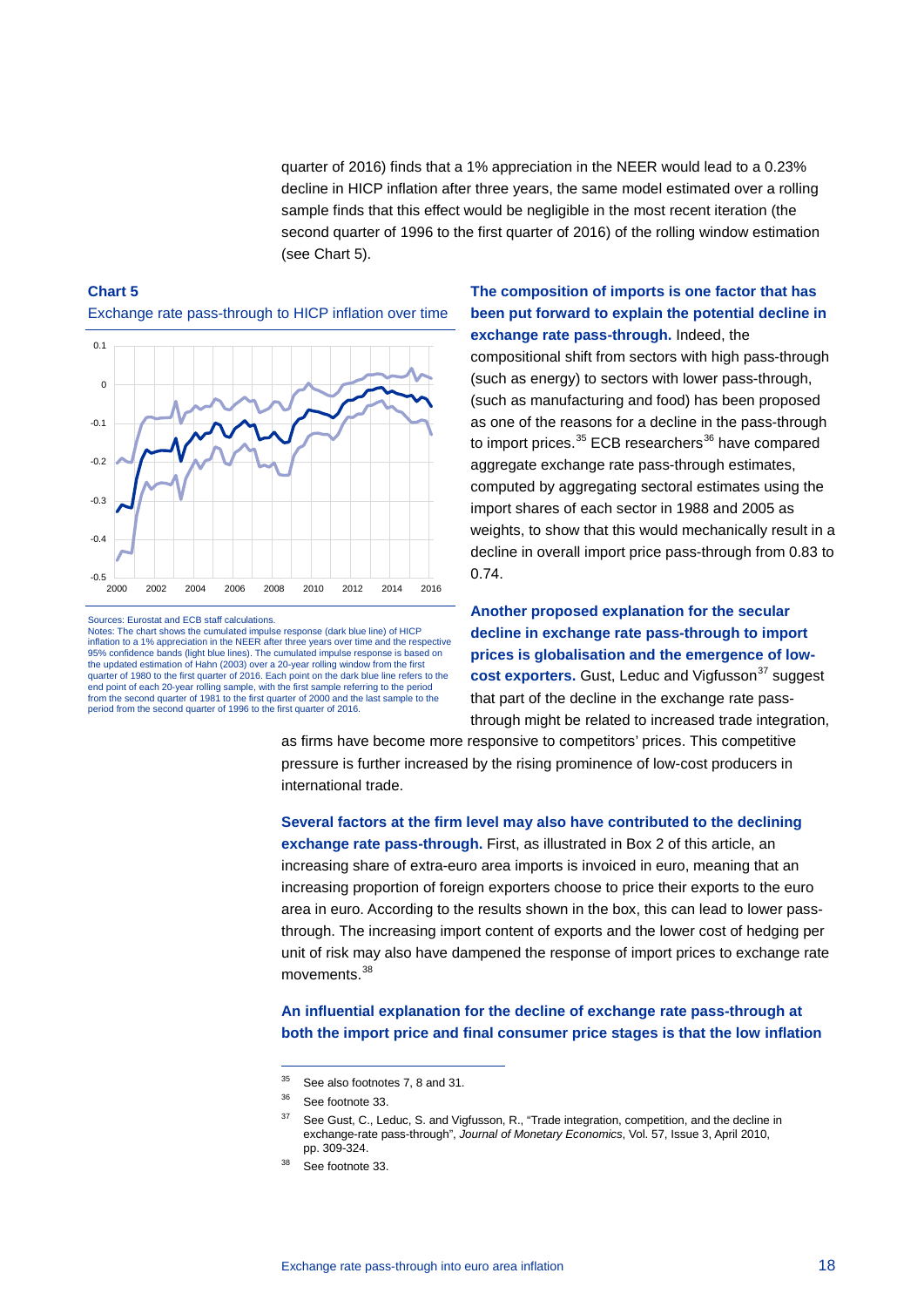quarter of 2016) finds that a 1% appreciation in the NEER would lead to a 0.23% decline in HICP inflation after three years, the same model estimated over a rolling sample finds that this effect would be negligible in the most recent iteration (the second quarter of 1996 to the first quarter of 2016) of the rolling window estimation (see Chart 5).

**Chart 5**

Exchange rate pass-through to HICP inflation over time

Sources: Eurostat and ECB staff calculations.
Notes: The chart shows the cumulated impulse response (dark blue line) of HICP inflation to a 1% appreciation in the NEER after three years over time and the respective 95% confidence bands (light blue lines). The cumulated impulse response is based on the updated estimation of Hahn (2003) over a 20-year rolling window from the first quarter of 1980 to the first quarter of 2016. Each point on the dark blue line refers to the end point of each 20-year rolling sample, with the first sample referring to the period from the second quarter of 1981 to the first quarter of 2000 and the last sample to the period from the second quarter of 1996 to the first quarter of 2016.

**The composition of imports is one factor that has been put forward to explain the potential decline in exchange rate pass-through.** Indeed, the compositional shift from sectors with high pass-through (such as energy) to sectors with lower pass-through, (such as manufacturing and food) has been proposed as one of the reasons for a decline in the pass-through to import prices.[35] ECB researchers[36] have compared aggregate exchange rate pass-through estimates, computed by aggregating sectoral estimates using the import shares of each sector in 1988 and 2005 as weights, to show that this would mechanically result in a decline in overall import price pass-through from 0.83 to 0.74.

**Another proposed explanation for the secular decline in exchange rate pass-through to import prices is globalisation and the emergence of low-cost exporters.** Gust, Leduc and Vigfusson[37] suggest that part of the decline in the exchange rate pass-through might be related to increased trade integration, as firms have become more responsive to competitors' prices. This competitive pressure is further increased by the rising prominence of low-cost producers in international trade.

**Several factors at the firm level may also have contributed to the declining exchange rate pass-through.** First, as illustrated in Box 2 of this article, an increasing share of extra-euro area imports is invoiced in euro, meaning that an increasing proportion of foreign exporters choose to price their exports to the euro area in euro. According to the results shown in the box, this can lead to lower pass-through. The increasing import content of exports and the lower cost of hedging per unit of risk may also have dampened the response of import prices to exchange rate movements.[38]

**An influential explanation for the decline of exchange rate pass-through at both the import price and final consumer price stages is that the low inflation**

[35] See also footnotes 7, 8 and 31.

[36] See footnote 33.

[37] See Gust, C., Leduc, S. and Vigfusson, R., "Trade integration, competition, and the decline in exchange-rate pass-through", *Journal of Monetary Economics*, Vol. 57, Issue 3, April 2010, pp. 309-324.

[38] See footnote 33.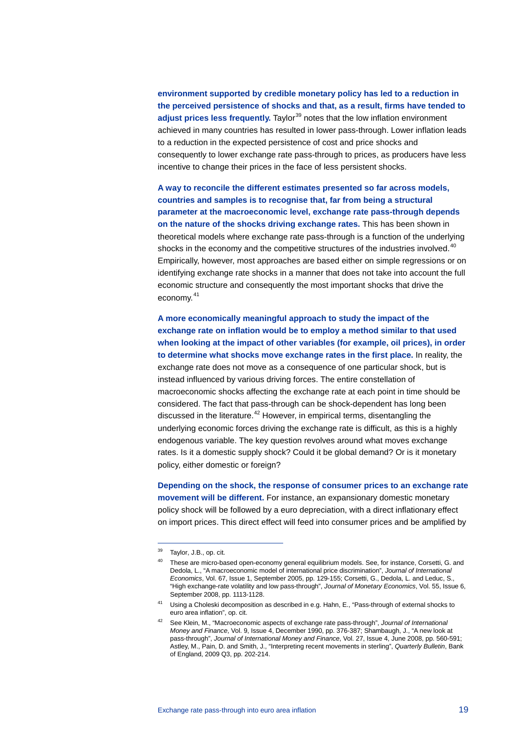**environment supported by credible monetary policy has led to a reduction in the perceived persistence of shocks and that, as a result, firms have tended to adjust prices less frequently.** Taylor[39] notes that the low inflation environment achieved in many countries has resulted in lower pass-through. Lower inflation leads to a reduction in the expected persistence of cost and price shocks and consequently to lower exchange rate pass-through to prices, as producers have less incentive to change their prices in the face of less persistent shocks.

**A way to reconcile the different estimates presented so far across models, countries and samples is to recognise that, far from being a structural parameter at the macroeconomic level, exchange rate pass-through depends on the nature of the shocks driving exchange rates.** This has been shown in theoretical models where exchange rate pass-through is a function of the underlying shocks in the economy and the competitive structures of the industries involved.[40] Empirically, however, most approaches are based either on simple regressions or on identifying exchange rate shocks in a manner that does not take into account the full economic structure and consequently the most important shocks that drive the economy.[41]

**A more economically meaningful approach to study the impact of the exchange rate on inflation would be to employ a method similar to that used when looking at the impact of other variables (for example, oil prices), in order to determine what shocks move exchange rates in the first place.** In reality, the exchange rate does not move as a consequence of one particular shock, but is instead influenced by various driving forces. The entire constellation of macroeconomic shocks affecting the exchange rate at each point in time should be considered. The fact that pass-through can be shock-dependent has long been discussed in the literature.[42] However, in empirical terms, disentangling the underlying economic forces driving the exchange rate is difficult, as this is a highly endogenous variable. The key question revolves around what moves exchange rates. Is it a domestic supply shock? Could it be global demand? Or is it monetary policy, either domestic or foreign?

**Depending on the shock, the response of consumer prices to an exchange rate movement will be different.** For instance, an expansionary domestic monetary policy shock will be followed by a euro depreciation, with a direct inflationary effect on import prices. This direct effect will feed into consumer prices and be amplified by

---

[39] Taylor, J.B., op. cit.

[40] These are micro-based open-economy general equilibrium models. See, for instance, Corsetti, G. and Dedola, L., "A macroeconomic model of international price discrimination", *Journal of International Economics*, Vol. 67, Issue 1, September 2005, pp. 129-155; Corsetti, G., Dedola, L. and Leduc, S., "High exchange-rate volatility and low pass-through", *Journal of Monetary Economics*, Vol. 55, Issue 6, September 2008, pp. 1113-1128.

[41] Using a Choleski decomposition as described in e.g. Hahn, E., "Pass-through of external shocks to euro area inflation", op. cit.

[42] See Klein, M., "Macroeconomic aspects of exchange rate pass-through", *Journal of International Money and Finance*, Vol. 9, Issue 4, December 1990, pp. 376-387; Shambaugh, J., "A new look at pass-through", *Journal of International Money and Finance*, Vol. 27, Issue 4, June 2008, pp. 560-591; Astley, M., Pain, D. and Smith, J., "Interpreting recent movements in sterling", *Quarterly Bulletin*, Bank of England, 2009 Q3, pp. 202-214.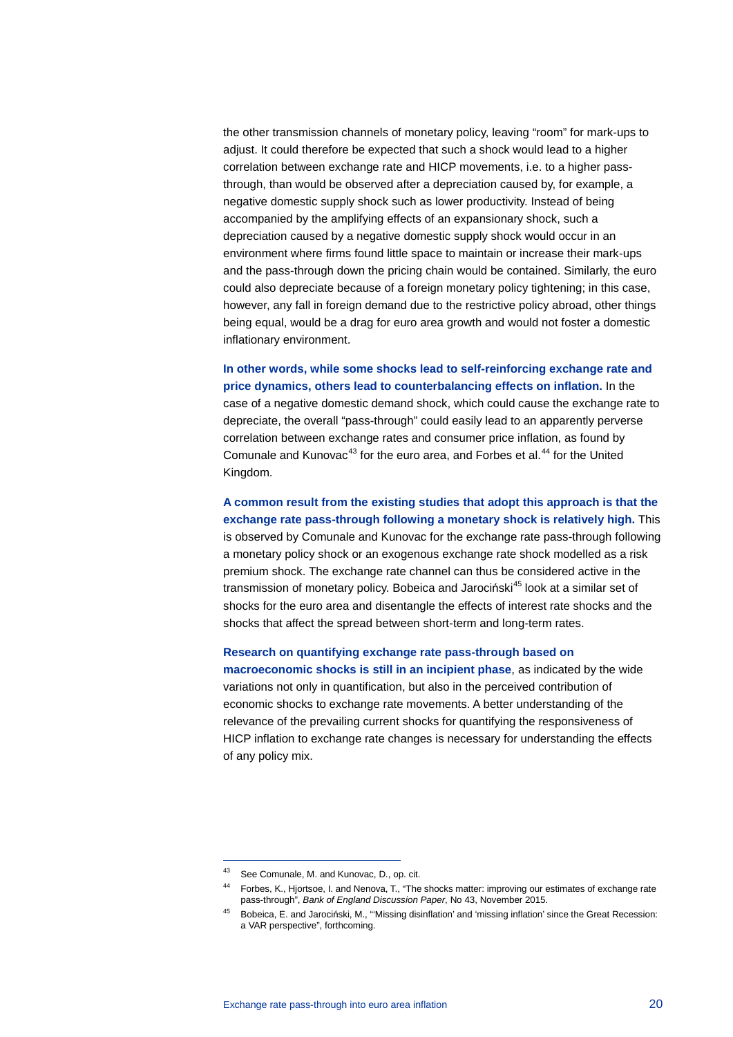the other transmission channels of monetary policy, leaving "room" for mark-ups to adjust. It could therefore be expected that such a shock would lead to a higher correlation between exchange rate and HICP movements, i.e. to a higher pass-through, than would be observed after a depreciation caused by, for example, a negative domestic supply shock such as lower productivity. Instead of being accompanied by the amplifying effects of an expansionary shock, such a depreciation caused by a negative domestic supply shock would occur in an environment where firms found little space to maintain or increase their mark-ups and the pass-through down the pricing chain would be contained. Similarly, the euro could also depreciate because of a foreign monetary policy tightening; in this case, however, any fall in foreign demand due to the restrictive policy abroad, other things being equal, would be a drag for euro area growth and would not foster a domestic inflationary environment.

**In other words, while some shocks lead to self-reinforcing exchange rate and price dynamics, others lead to counterbalancing effects on inflation.** In the case of a negative domestic demand shock, which could cause the exchange rate to depreciate, the overall "pass-through" could easily lead to an apparently perverse correlation between exchange rates and consumer price inflation, as found by Comunale and Kunovac[43] for the euro area, and Forbes et al.[44] for the United Kingdom.

**A common result from the existing studies that adopt this approach is that the exchange rate pass-through following a monetary shock is relatively high.** This is observed by Comunale and Kunovac for the exchange rate pass-through following a monetary policy shock or an exogenous exchange rate shock modelled as a risk premium shock. The exchange rate channel can thus be considered active in the transmission of monetary policy. Bobeica and Jarociński[45] look at a similar set of shocks for the euro area and disentangle the effects of interest rate shocks and the shocks that affect the spread between short-term and long-term rates.

**Research on quantifying exchange rate pass-through based on macroeconomic shocks is still in an incipient phase**, as indicated by the wide variations not only in quantification, but also in the perceived contribution of economic shocks to exchange rate movements. A better understanding of the relevance of the prevailing current shocks for quantifying the responsiveness of HICP inflation to exchange rate changes is necessary for understanding the effects of any policy mix.

---

[43] See Comunale, M. and Kunovac, D., op. cit.

[44] Forbes, K., Hjortsoe, I. and Nenova, T., "The shocks matter: improving our estimates of exchange rate pass-through", *Bank of England Discussion Paper*, No 43, November 2015.

[45] Bobeica, E. and Jarociński, M., "'Missing disinflation' and 'missing inflation' since the Great Recession: a VAR perspective", forthcoming.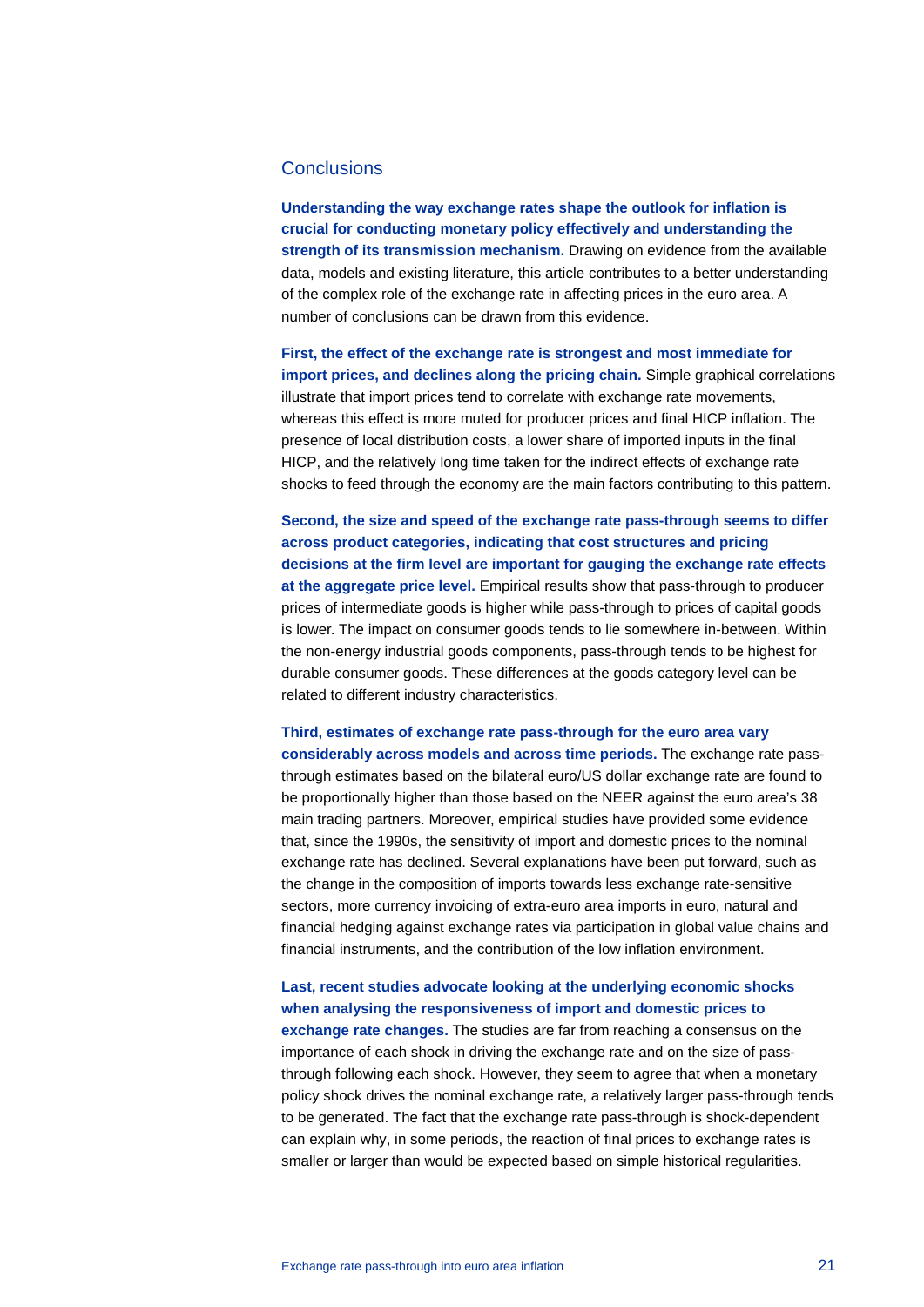## Conclusions

**Understanding the way exchange rates shape the outlook for inflation is crucial for conducting monetary policy effectively and understanding the strength of its transmission mechanism.** Drawing on evidence from the available data, models and existing literature, this article contributes to a better understanding of the complex role of the exchange rate in affecting prices in the euro area. A number of conclusions can be drawn from this evidence.

**First, the effect of the exchange rate is strongest and most immediate for import prices, and declines along the pricing chain.** Simple graphical correlations illustrate that import prices tend to correlate with exchange rate movements, whereas this effect is more muted for producer prices and final HICP inflation. The presence of local distribution costs, a lower share of imported inputs in the final HICP, and the relatively long time taken for the indirect effects of exchange rate shocks to feed through the economy are the main factors contributing to this pattern.

**Second, the size and speed of the exchange rate pass-through seems to differ across product categories, indicating that cost structures and pricing decisions at the firm level are important for gauging the exchange rate effects at the aggregate price level.** Empirical results show that pass-through to producer prices of intermediate goods is higher while pass-through to prices of capital goods is lower. The impact on consumer goods tends to lie somewhere in-between. Within the non-energy industrial goods components, pass-through tends to be highest for durable consumer goods. These differences at the goods category level can be related to different industry characteristics.

**Third, estimates of exchange rate pass-through for the euro area vary considerably across models and across time periods.** The exchange rate pass-through estimates based on the bilateral euro/US dollar exchange rate are found to be proportionally higher than those based on the NEER against the euro area's 38 main trading partners. Moreover, empirical studies have provided some evidence that, since the 1990s, the sensitivity of import and domestic prices to the nominal exchange rate has declined. Several explanations have been put forward, such as the change in the composition of imports towards less exchange rate-sensitive sectors, more currency invoicing of extra-euro area imports in euro, natural and financial hedging against exchange rates via participation in global value chains and financial instruments, and the contribution of the low inflation environment.

**Last, recent studies advocate looking at the underlying economic shocks when analysing the responsiveness of import and domestic prices to exchange rate changes.** The studies are far from reaching a consensus on the importance of each shock in driving the exchange rate and on the size of pass-through following each shock. However, they seem to agree that when a monetary policy shock drives the nominal exchange rate, a relatively larger pass-through tends to be generated. The fact that the exchange rate pass-through is shock-dependent can explain why, in some periods, the reaction of final prices to exchange rates is smaller or larger than would be expected based on simple historical regularities.